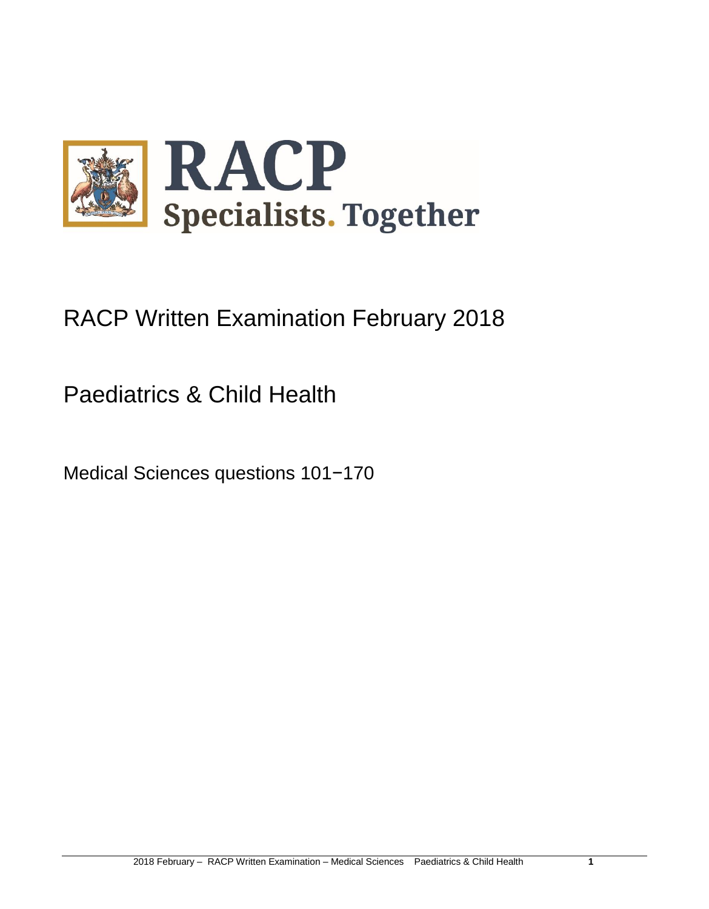# RACP Written Examination February 2018

## Paediatrics & Child Health

Medical Sciences questions 101−170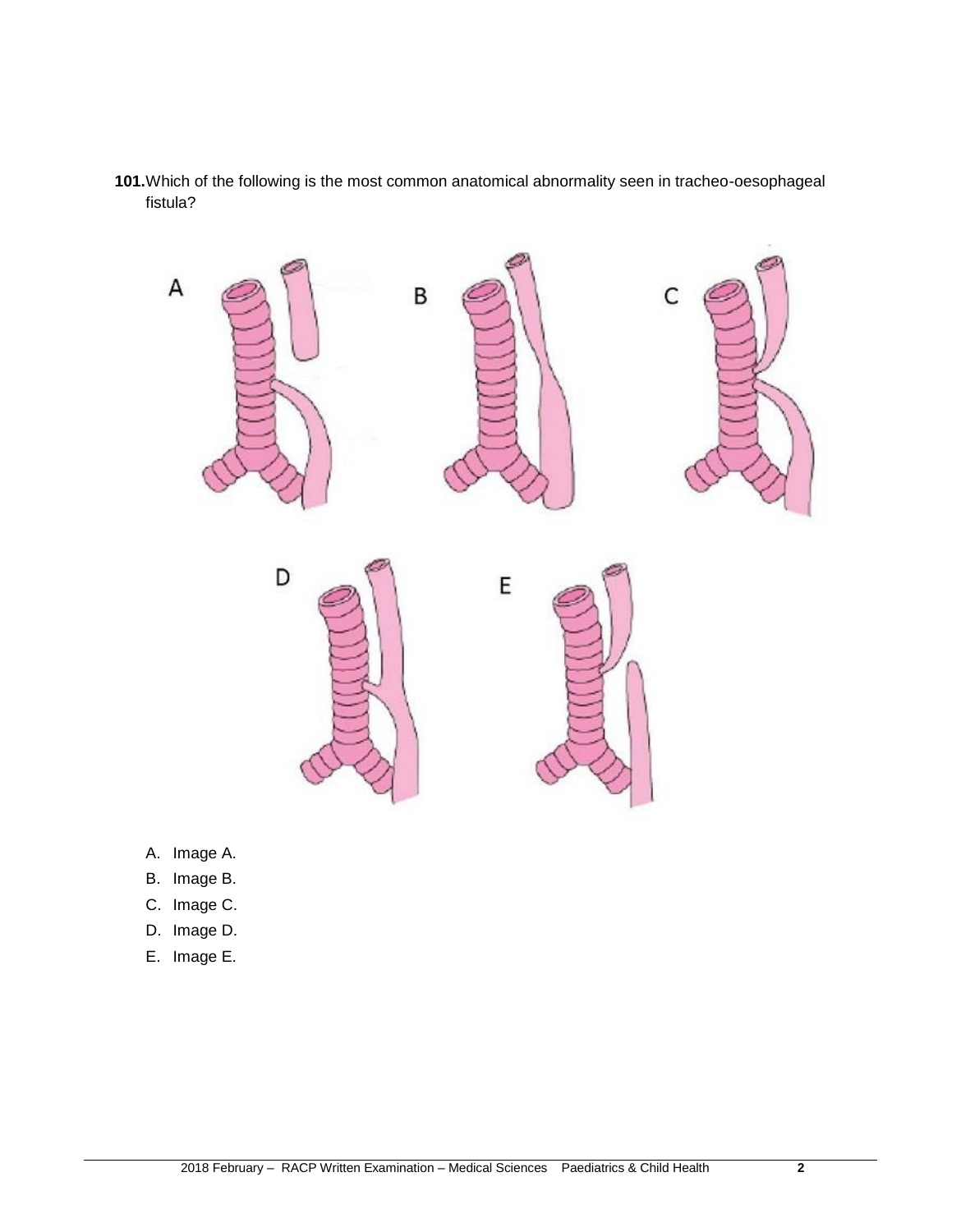**101.** Which of the following is the most common anatomical abnormality seen in tracheo-oesophageal fistula?

A. Image A.

B. Image B.

C. Image C.

D. Image D.

E. Image E.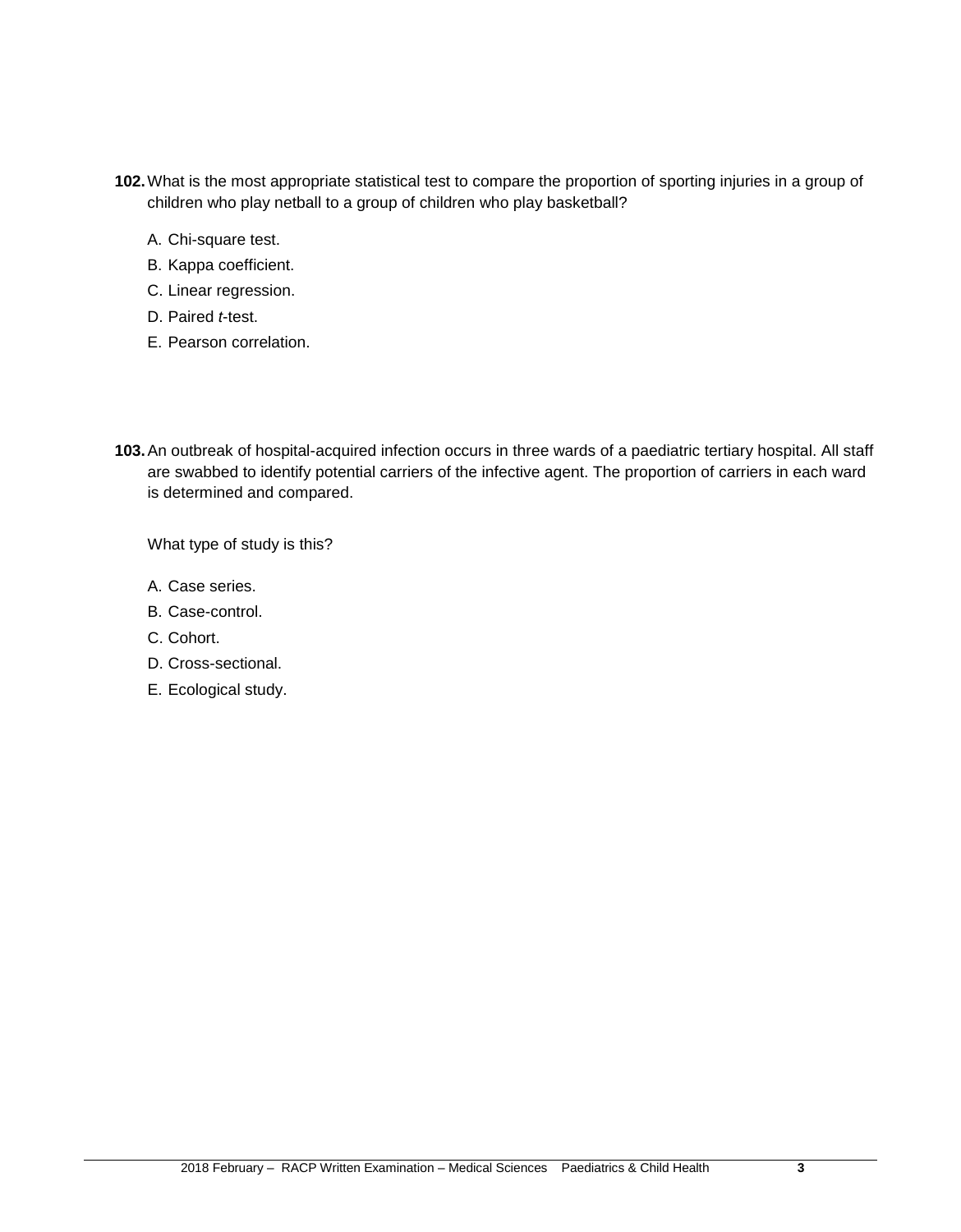**102.** What is the most appropriate statistical test to compare the proportion of sporting injuries in a group of children who play netball to a group of children who play basketball?

A. Chi-square test.

B. Kappa coefficient.

C. Linear regression.

D. Paired *t*-test.

E. Pearson correlation.

**103.** An outbreak of hospital-acquired infection occurs in three wards of a paediatric tertiary hospital. All staff are swabbed to identify potential carriers of the infective agent. The proportion of carriers in each ward is determined and compared.

What type of study is this?

A. Case series.

B. Case-control.

C. Cohort.

D. Cross-sectional.

E. Ecological study.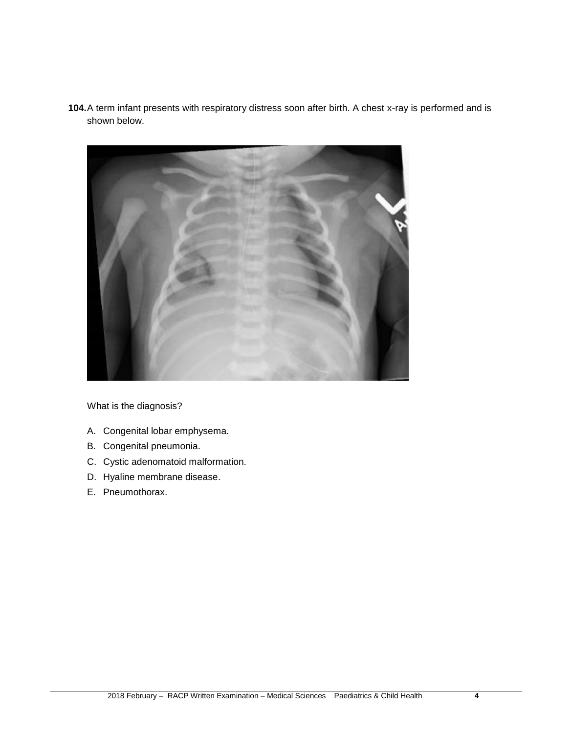**104.** A term infant presents with respiratory distress soon after birth. A chest x-ray is performed and is shown below.

What is the diagnosis?

A. Congenital lobar emphysema.

B. Congenital pneumonia.

C. Cystic adenomatoid malformation.

D. Hyaline membrane disease.

E. Pneumothorax.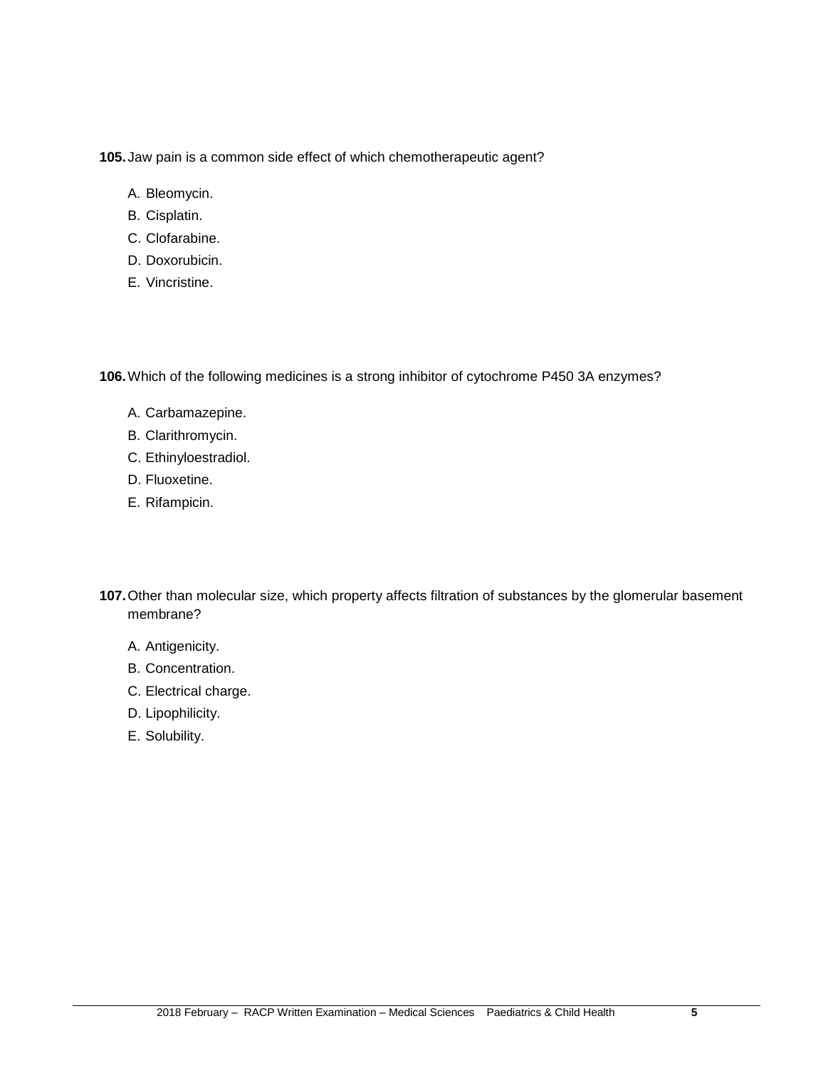**105.** Jaw pain is a common side effect of which chemotherapeutic agent?

A. Bleomycin.
B. Cisplatin.
C. Clofarabine.
D. Doxorubicin.
E. Vincristine.

**106.** Which of the following medicines is a strong inhibitor of cytochrome P450 3A enzymes?

A. Carbamazepine.
B. Clarithromycin.
C. Ethinyloestradiol.
D. Fluoxetine.
E. Rifampicin.

**107.** Other than molecular size, which property affects filtration of substances by the glomerular basement membrane?

A. Antigenicity.
B. Concentration.
C. Electrical charge.
D. Lipophilicity.
E. Solubility.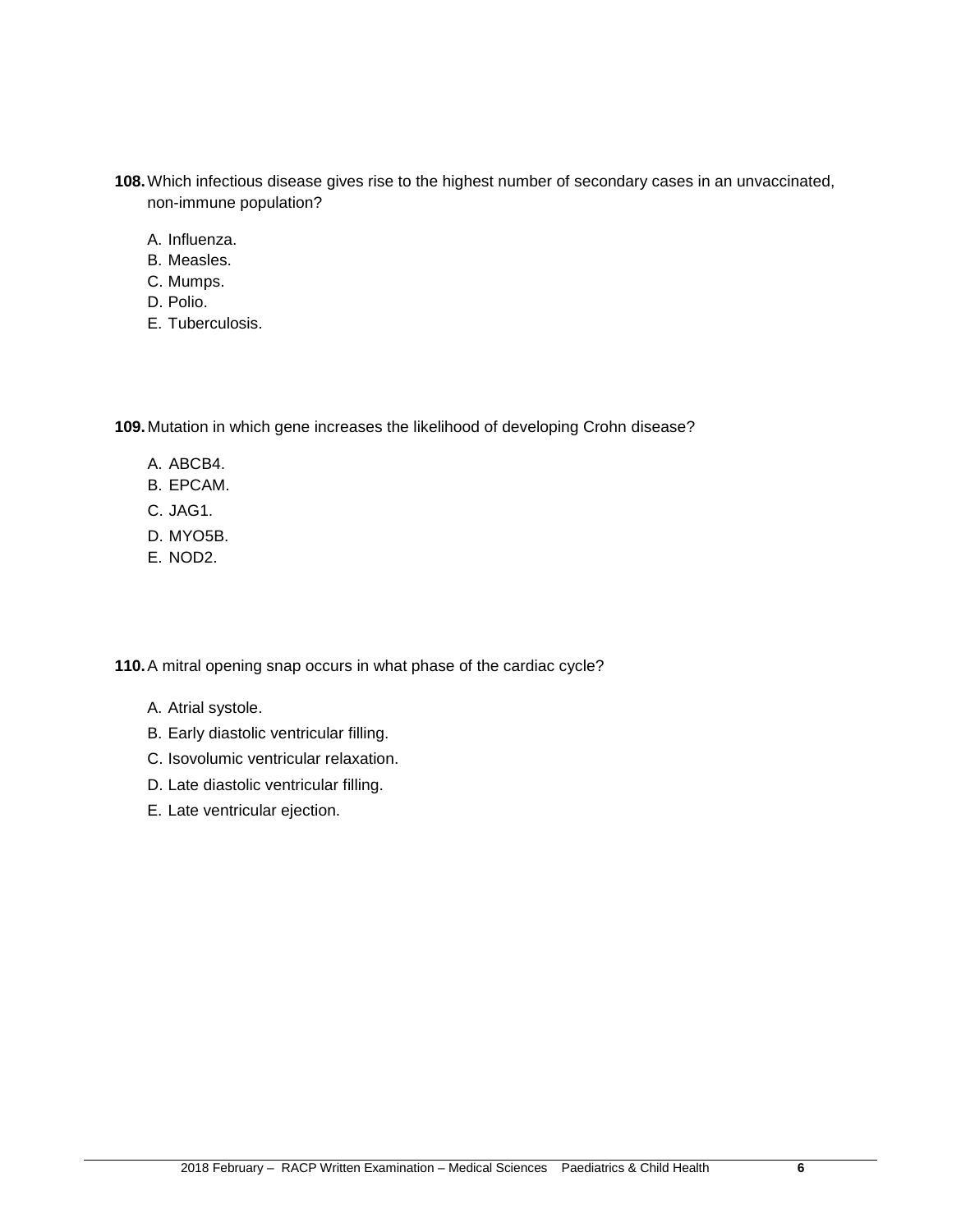**108.** Which infectious disease gives rise to the highest number of secondary cases in an unvaccinated, non-immune population?

A. Influenza.
B. Measles.
C. Mumps.
D. Polio.
E. Tuberculosis.

**109.** Mutation in which gene increases the likelihood of developing Crohn disease?

A. ABCB4.
B. EPCAM.
C. JAG1.
D. MYO5B.
E. NOD2.

**110.** A mitral opening snap occurs in what phase of the cardiac cycle?

A. Atrial systole.
B. Early diastolic ventricular filling.
C. Isovolumic ventricular relaxation.
D. Late diastolic ventricular filling.
E. Late ventricular ejection.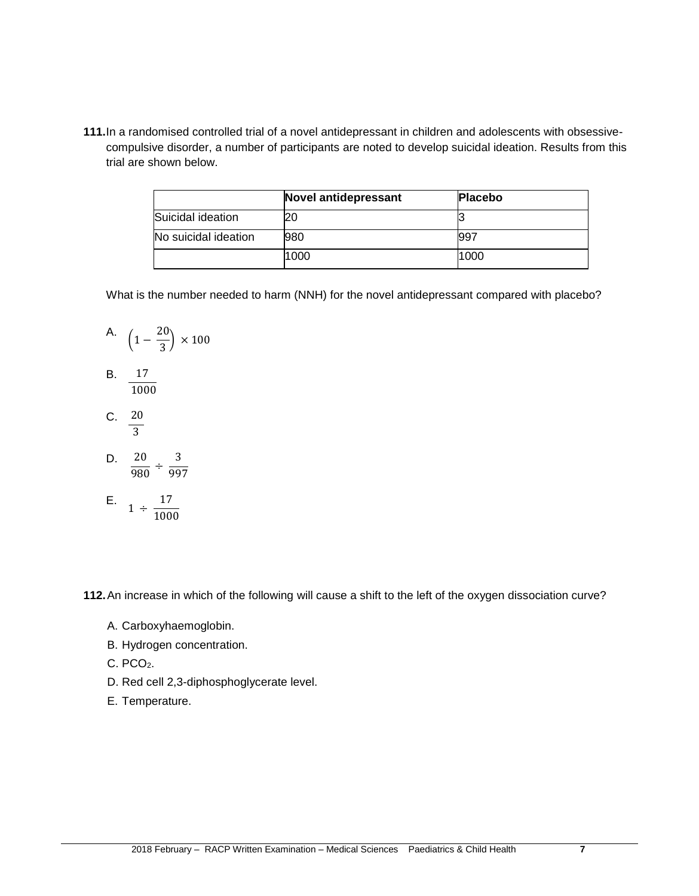**111.** In a randomised controlled trial of a novel antidepressant in children and adolescents with obsessive-compulsive disorder, a number of participants are noted to develop suicidal ideation. Results from this trial are shown below.

| | **Novel antidepressant** | **Placebo** |
|---|---|---|
| Suicidal ideation | 20 | 3 |
| No suicidal ideation | 980 | 997 |
| | 1000 | 1000 |

What is the number needed to harm (NNH) for the novel antidepressant compared with placebo?

A. $\left(1 - \frac{20}{3}\right) \times 100$

B. $\frac{17}{1000}$

C. $\frac{20}{3}$

D. $\frac{20}{980} \div \frac{3}{997}$

E. $1 \div \frac{17}{1000}$

**112.** An increase in which of the following will cause a shift to the left of the oxygen dissociation curve?

A. Carboxyhaemoglobin.

B. Hydrogen concentration.

C. $PCO_2$.

D. Red cell 2,3-diphosphoglycerate level.

E. Temperature.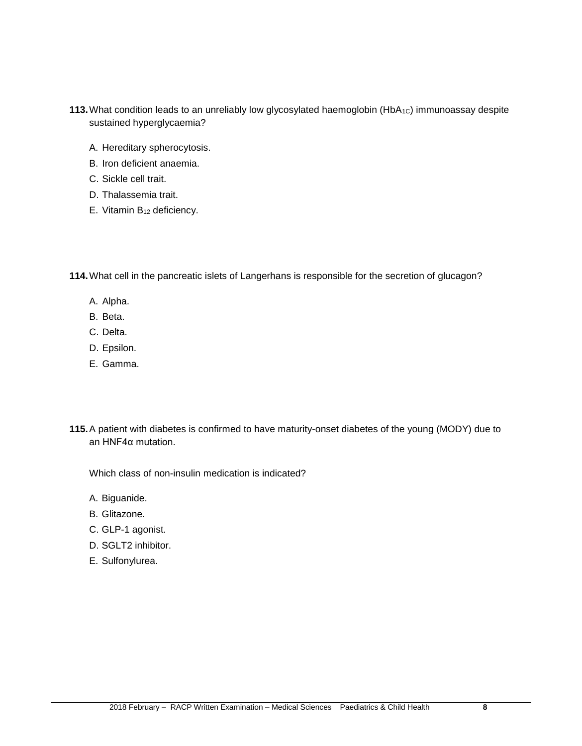**113.** What condition leads to an unreliably low glycosylated haemoglobin ($HbA_{1C}$) immunoassay despite sustained hyperglycaemia?

A. Hereditary spherocytosis.
B. Iron deficient anaemia.
C. Sickle cell trait.
D. Thalassemia trait.
E. Vitamin $B_{12}$ deficiency.

**114.** What cell in the pancreatic islets of Langerhans is responsible for the secretion of glucagon?

A. Alpha.
B. Beta.
C. Delta.
D. Epsilon.
E. Gamma.

**115.** A patient with diabetes is confirmed to have maturity-onset diabetes of the young (MODY) due to an HNF4α mutation.

Which class of non-insulin medication is indicated?

A. Biguanide.
B. Glitazone.
C. GLP-1 agonist.
D. SGLT2 inhibitor.
E. Sulfonylurea.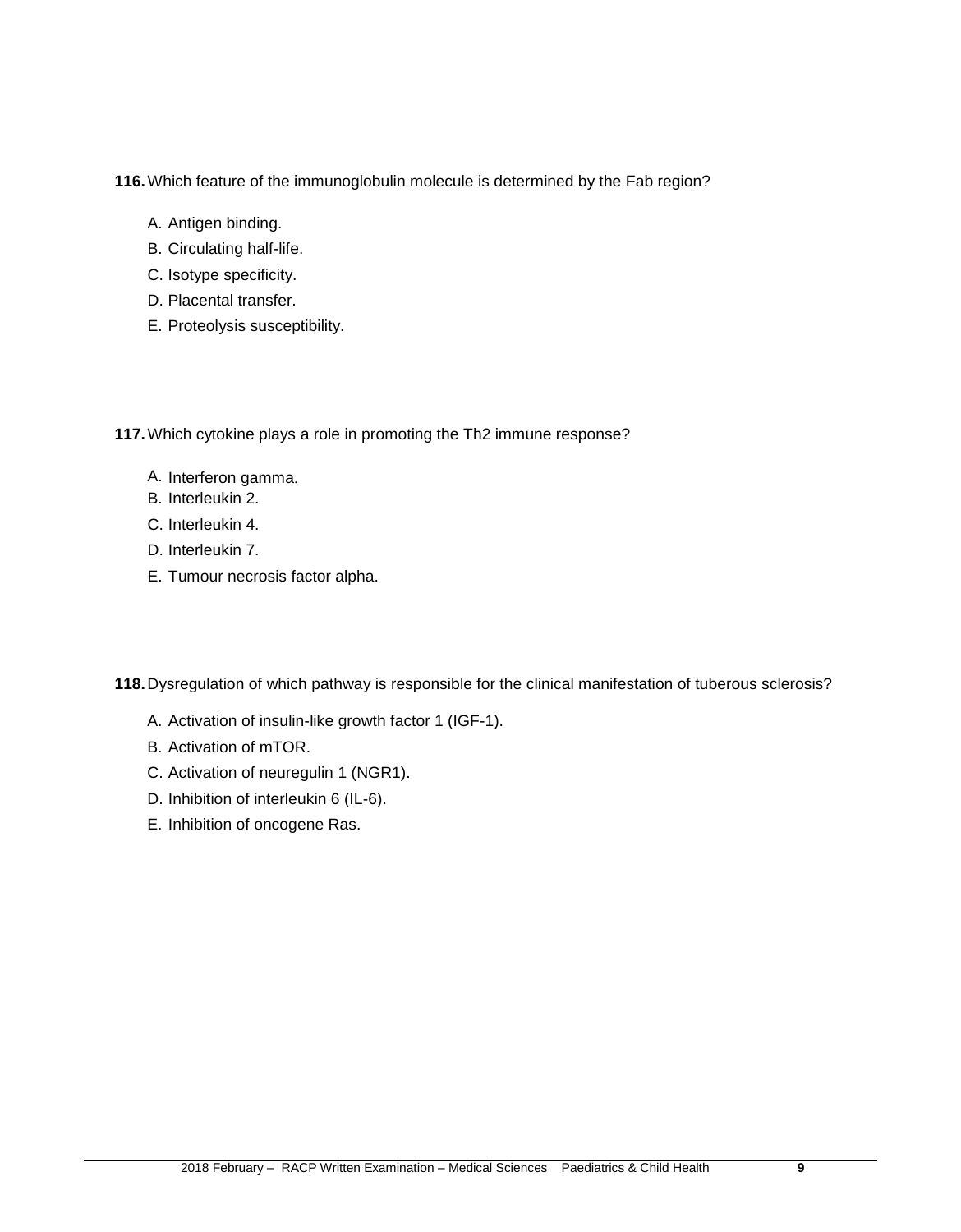**116.** Which feature of the immunoglobulin molecule is determined by the Fab region?

A. Antigen binding.
B. Circulating half-life.
C. Isotype specificity.
D. Placental transfer.
E. Proteolysis susceptibility.

**117.** Which cytokine plays a role in promoting the Th2 immune response?

A. Interferon gamma.
B. Interleukin 2.
C. Interleukin 4.
D. Interleukin 7.
E. Tumour necrosis factor alpha.

**118.** Dysregulation of which pathway is responsible for the clinical manifestation of tuberous sclerosis?

A. Activation of insulin-like growth factor 1 (IGF-1).
B. Activation of mTOR.
C. Activation of neuregulin 1 (NGR1).
D. Inhibition of interleukin 6 (IL-6).
E. Inhibition of oncogene Ras.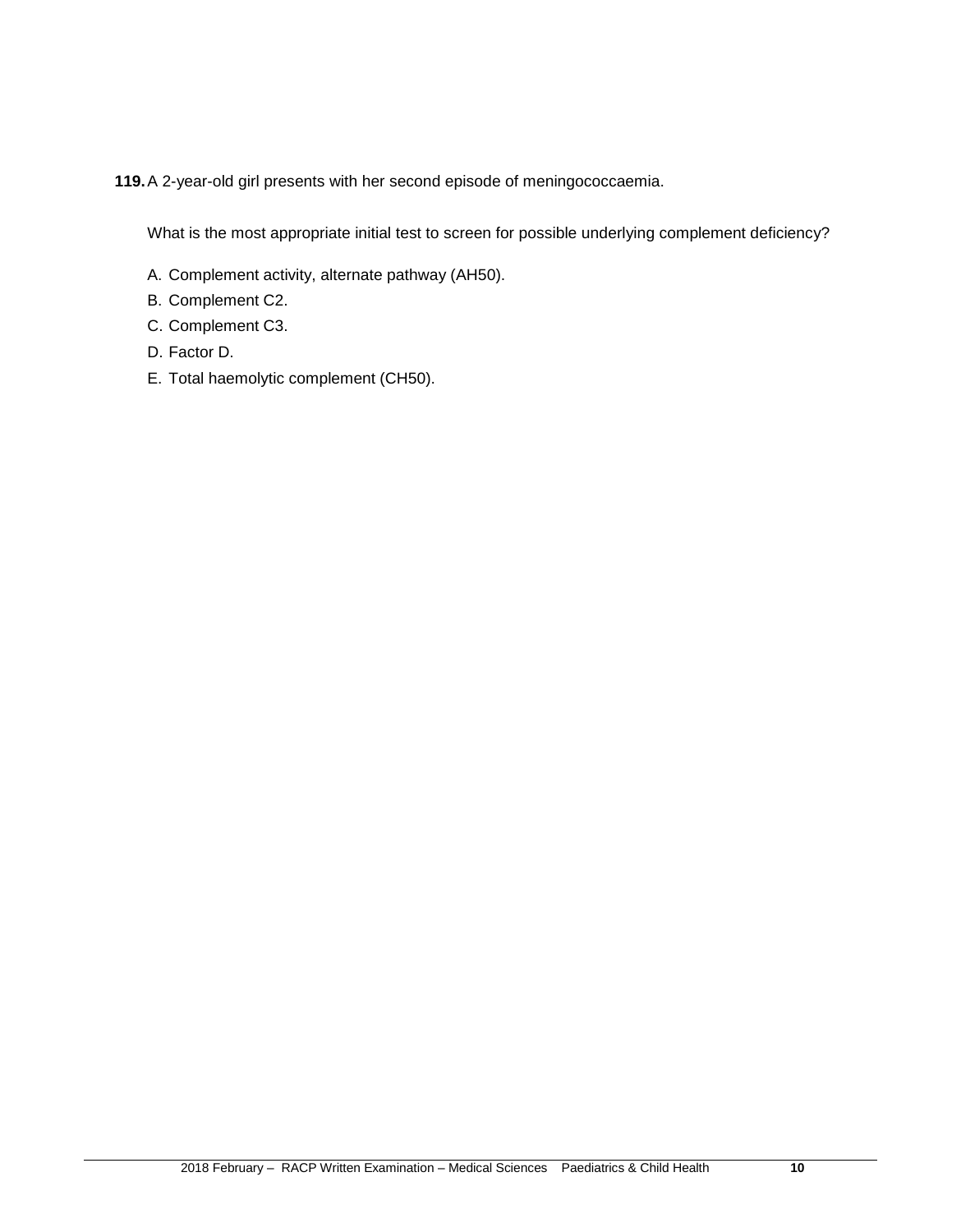**119.** A 2-year-old girl presents with her second episode of meningococcaemia.

What is the most appropriate initial test to screen for possible underlying complement deficiency?

A. Complement activity, alternate pathway (AH50).
B. Complement C2.
C. Complement C3.
D. Factor D.
E. Total haemolytic complement (CH50).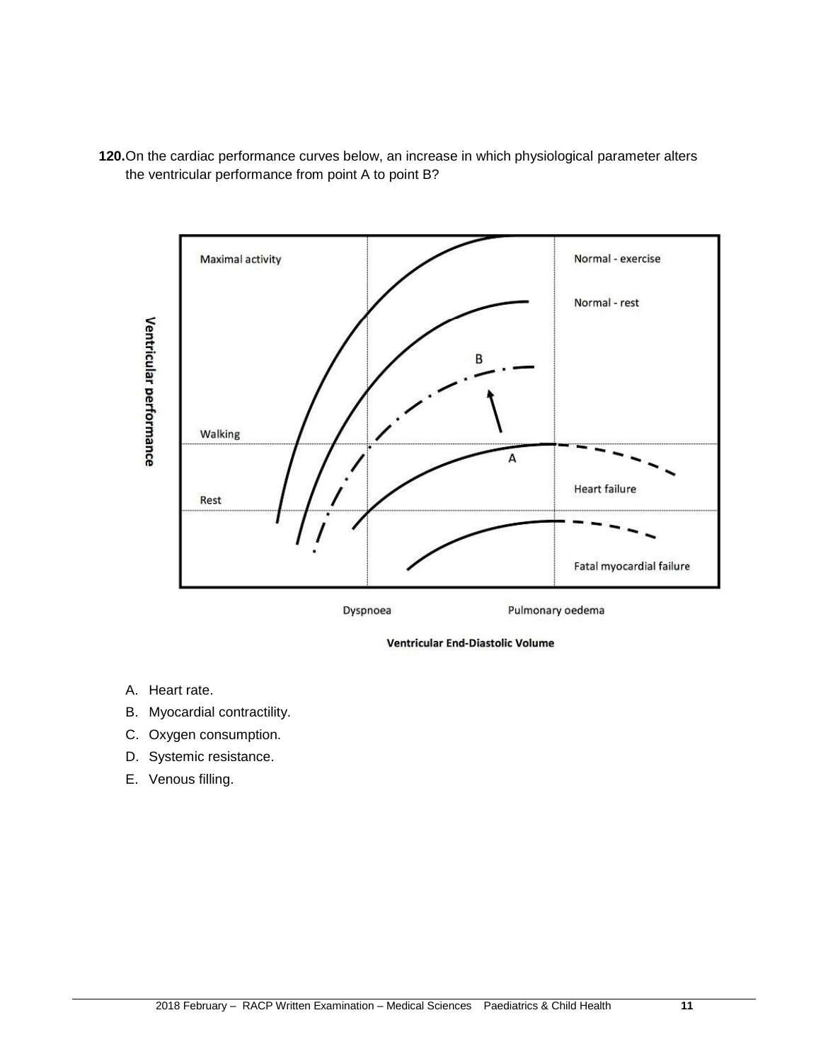**120.** On the cardiac performance curves below, an increase in which physiological parameter alters the ventricular performance from point A to point B?

A. Heart rate.

B. Myocardial contractility.

C. Oxygen consumption.

D. Systemic resistance.

E. Venous filling.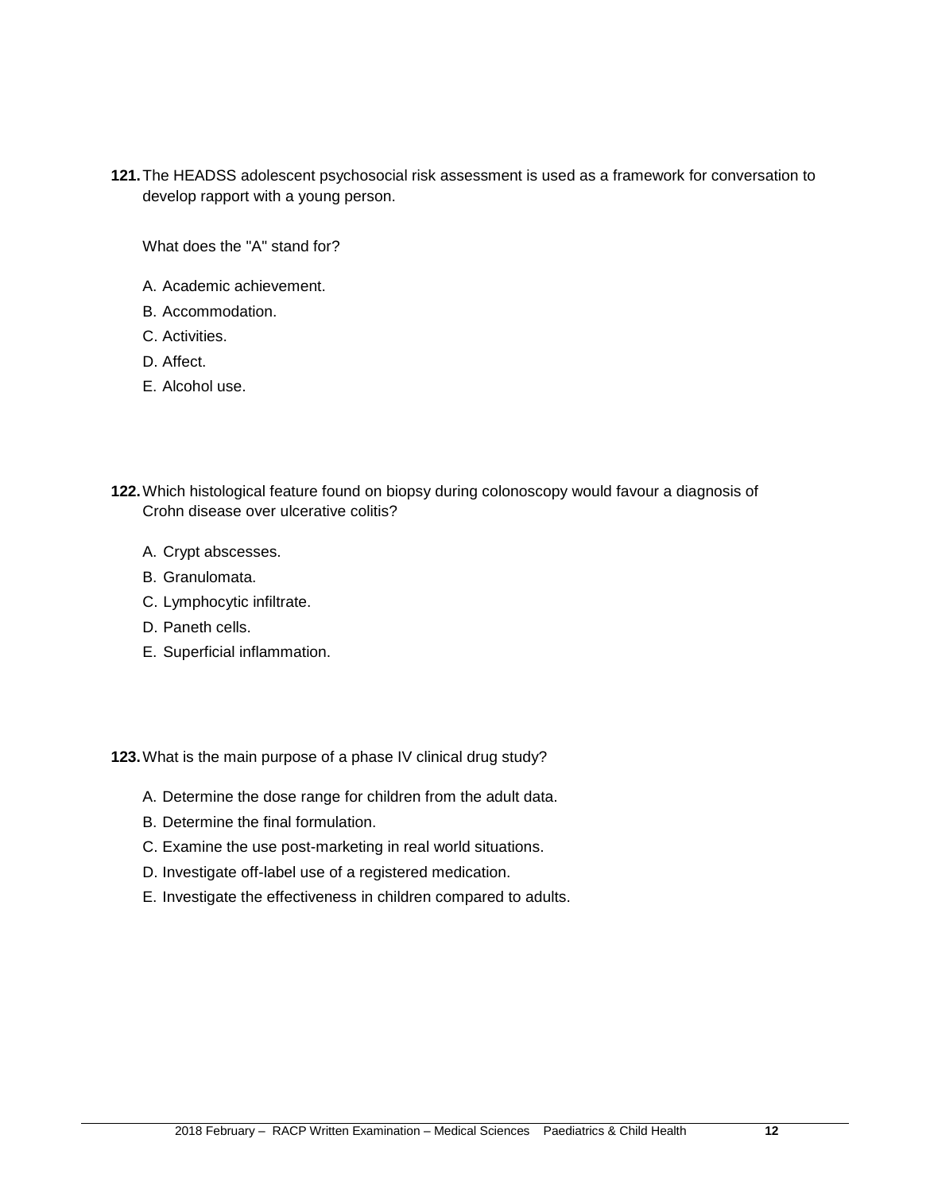**121.** The HEADSS adolescent psychosocial risk assessment is used as a framework for conversation to develop rapport with a young person.

What does the "A" stand for?

A. Academic achievement.
B. Accommodation.
C. Activities.
D. Affect.
E. Alcohol use.

**122.** Which histological feature found on biopsy during colonoscopy would favour a diagnosis of Crohn disease over ulcerative colitis?

A. Crypt abscesses.
B. Granulomata.
C. Lymphocytic infiltrate.
D. Paneth cells.
E. Superficial inflammation.

**123.** What is the main purpose of a phase IV clinical drug study?

A. Determine the dose range for children from the adult data.
B. Determine the final formulation.
C. Examine the use post-marketing in real world situations.
D. Investigate off-label use of a registered medication.
E. Investigate the effectiveness in children compared to adults.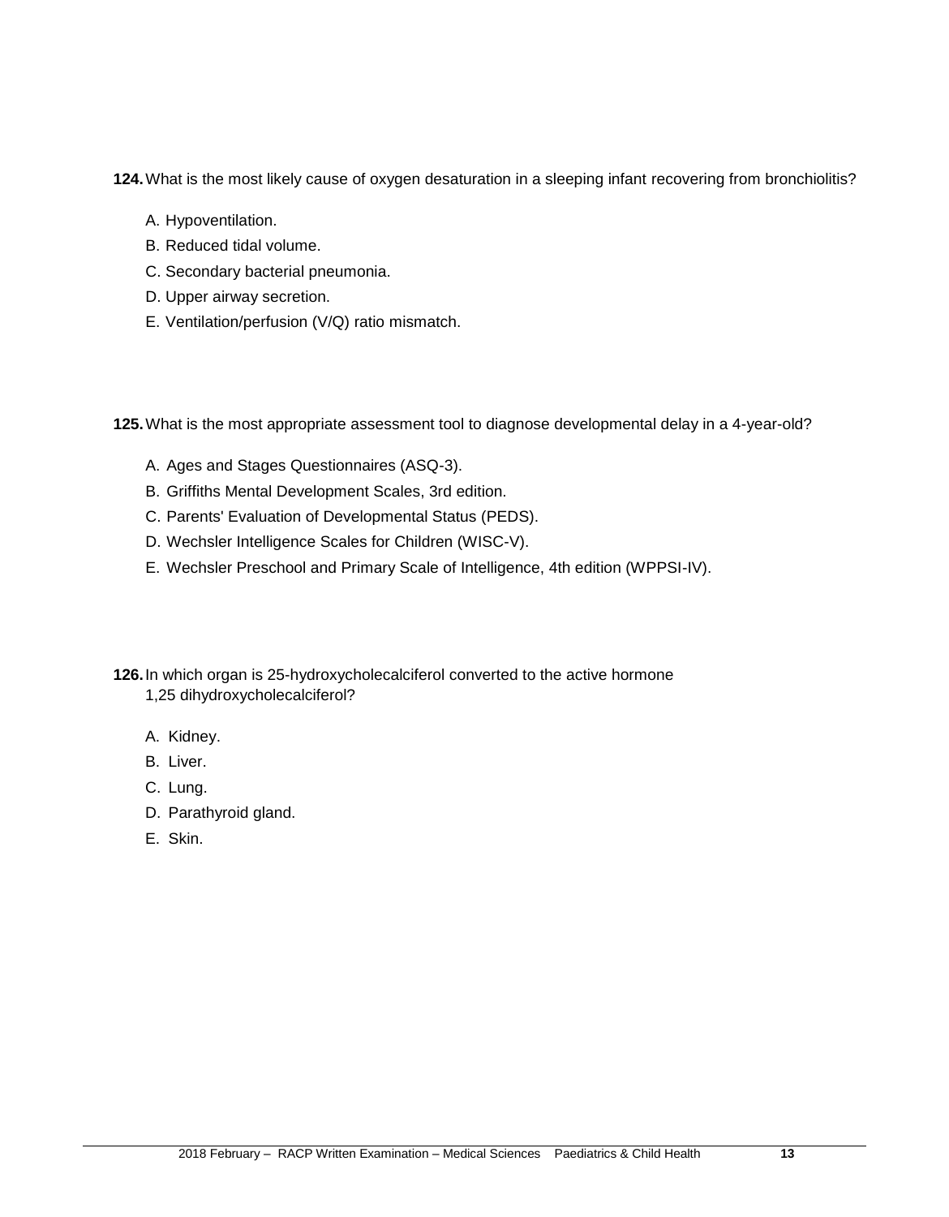**124.** What is the most likely cause of oxygen desaturation in a sleeping infant recovering from bronchiolitis?

A. Hypoventilation.
B. Reduced tidal volume.
C. Secondary bacterial pneumonia.
D. Upper airway secretion.
E. Ventilation/perfusion (V/Q) ratio mismatch.

**125.** What is the most appropriate assessment tool to diagnose developmental delay in a 4-year-old?

A. Ages and Stages Questionnaires (ASQ-3).
B. Griffiths Mental Development Scales, 3rd edition.
C. Parents' Evaluation of Developmental Status (PEDS).
D. Wechsler Intelligence Scales for Children (WISC-V).
E. Wechsler Preschool and Primary Scale of Intelligence, 4th edition (WPPSI-IV).

**126.** In which organ is 25-hydroxycholecalciferol converted to the active hormone 1,25 dihydroxycholecalciferol?

A. Kidney.
B. Liver.
C. Lung.
D. Parathyroid gland.
E. Skin.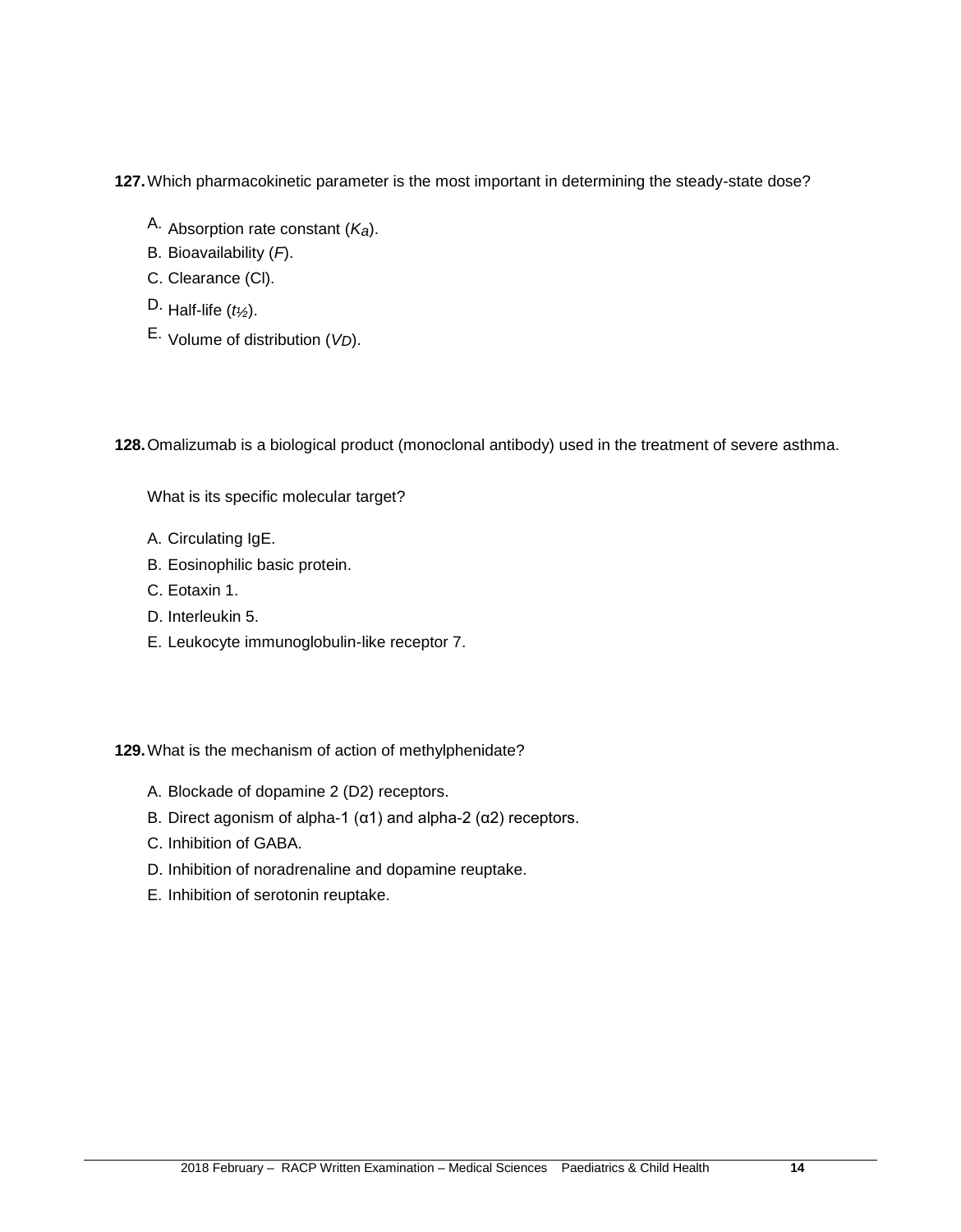**127.** Which pharmacokinetic parameter is the most important in determining the steady-state dose?

A. Absorption rate constant ($K_a$).
B. Bioavailability ($F$).
C. Clearance (Cl).
D. Half-life ($t_{½}$).
E. Volume of distribution ($V_D$).

**128.** Omalizumab is a biological product (monoclonal antibody) used in the treatment of severe asthma.

What is its specific molecular target?

A. Circulating IgE.
B. Eosinophilic basic protein.
C. Eotaxin 1.
D. Interleukin 5.
E. Leukocyte immunoglobulin-like receptor 7.

**129.** What is the mechanism of action of methylphenidate?

A. Blockade of dopamine 2 (D2) receptors.
B. Direct agonism of alpha-1 (α1) and alpha-2 (α2) receptors.
C. Inhibition of GABA.
D. Inhibition of noradrenaline and dopamine reuptake.
E. Inhibition of serotonin reuptake.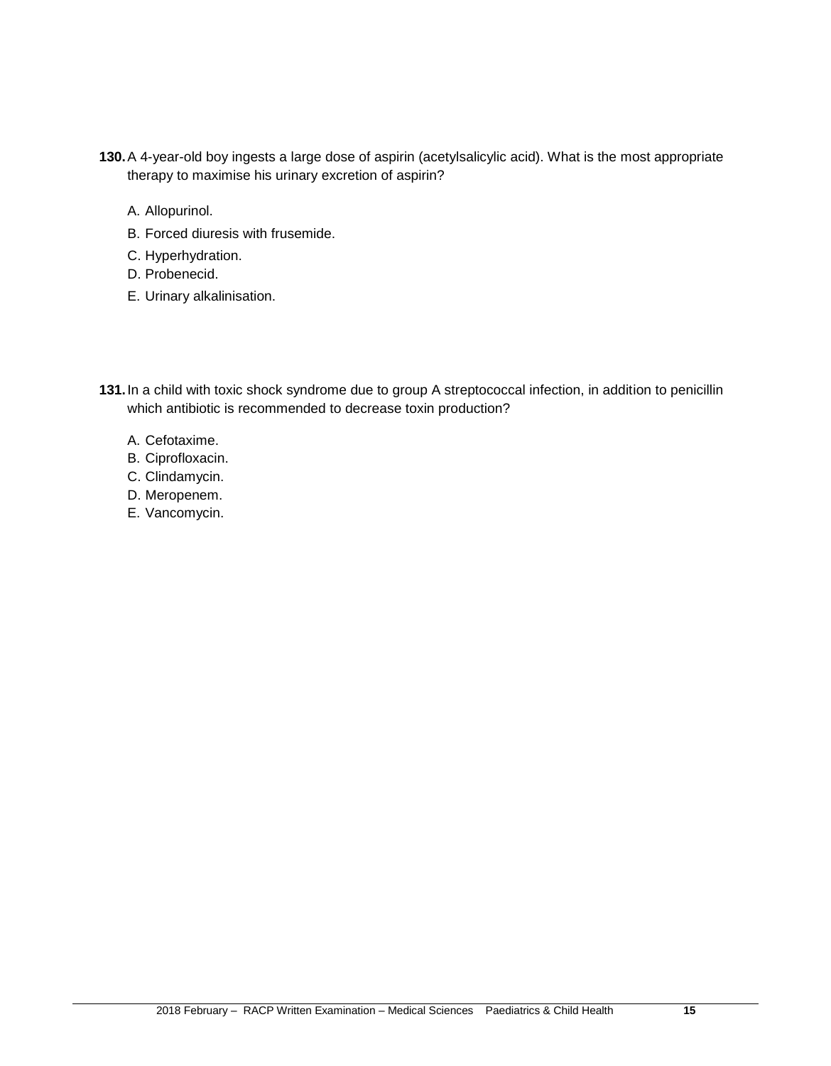**130.** A 4-year-old boy ingests a large dose of aspirin (acetylsalicylic acid). What is the most appropriate therapy to maximise his urinary excretion of aspirin?

A. Allopurinol.

B. Forced diuresis with frusemide.

C. Hyperhydration.

D. Probenecid.

E. Urinary alkalinisation.

**131.** In a child with toxic shock syndrome due to group A streptococcal infection, in addition to penicillin which antibiotic is recommended to decrease toxin production?

A. Cefotaxime.

B. Ciprofloxacin.

C. Clindamycin.

D. Meropenem.

E. Vancomycin.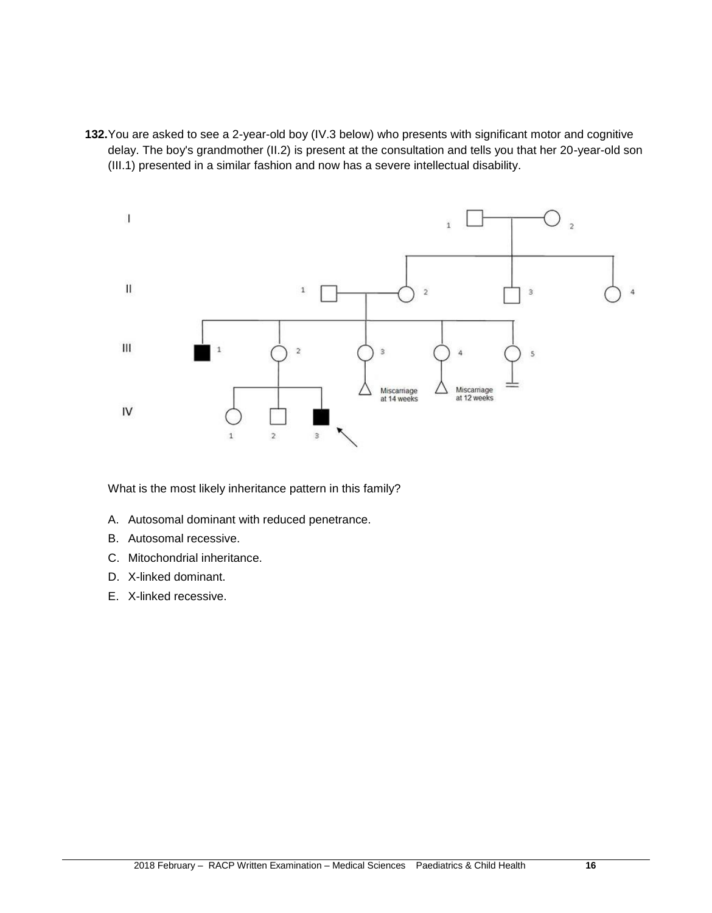**132.** You are asked to see a 2-year-old boy (IV.3 below) who presents with significant motor and cognitive delay. The boy's grandmother (II.2) is present at the consultation and tells you that her 20-year-old son (III.1) presented in a similar fashion and now has a severe intellectual disability.

What is the most likely inheritance pattern in this family?

A. Autosomal dominant with reduced penetrance.

B. Autosomal recessive.

C. Mitochondrial inheritance.

D. X-linked dominant.

E. X-linked recessive.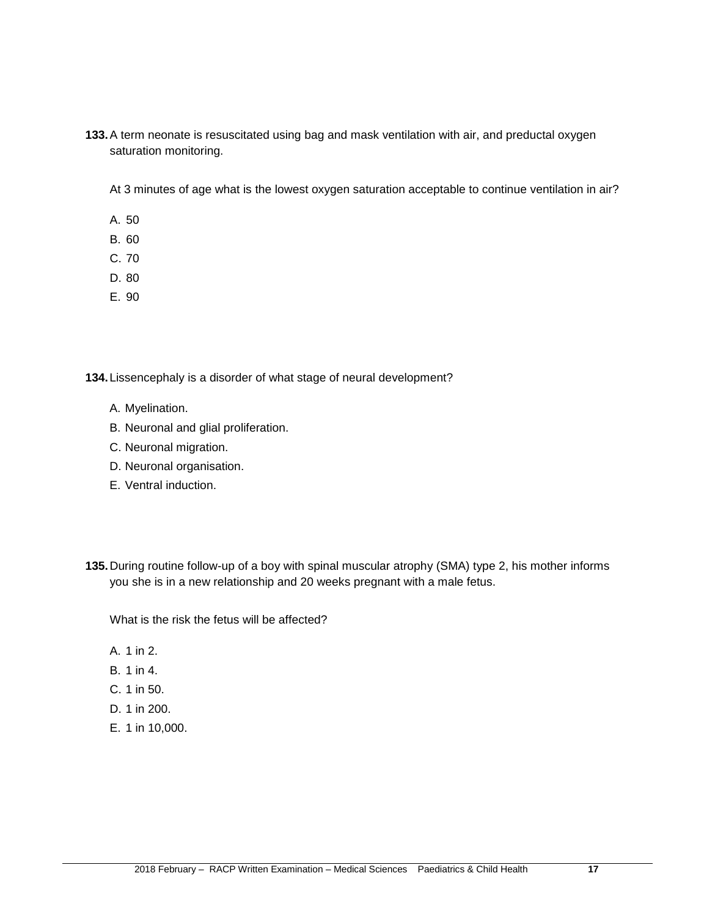**133.** A term neonate is resuscitated using bag and mask ventilation with air, and preductal oxygen saturation monitoring.

At 3 minutes of age what is the lowest oxygen saturation acceptable to continue ventilation in air?

A. 50
B. 60
C. 70
D. 80
E. 90

**134.** Lissencephaly is a disorder of what stage of neural development?

A. Myelination.
B. Neuronal and glial proliferation.
C. Neuronal migration.
D. Neuronal organisation.
E. Ventral induction.

**135.** During routine follow-up of a boy with spinal muscular atrophy (SMA) type 2, his mother informs you she is in a new relationship and 20 weeks pregnant with a male fetus.

What is the risk the fetus will be affected?

A. 1 in 2.
B. 1 in 4.
C. 1 in 50.
D. 1 in 200.
E. 1 in 10,000.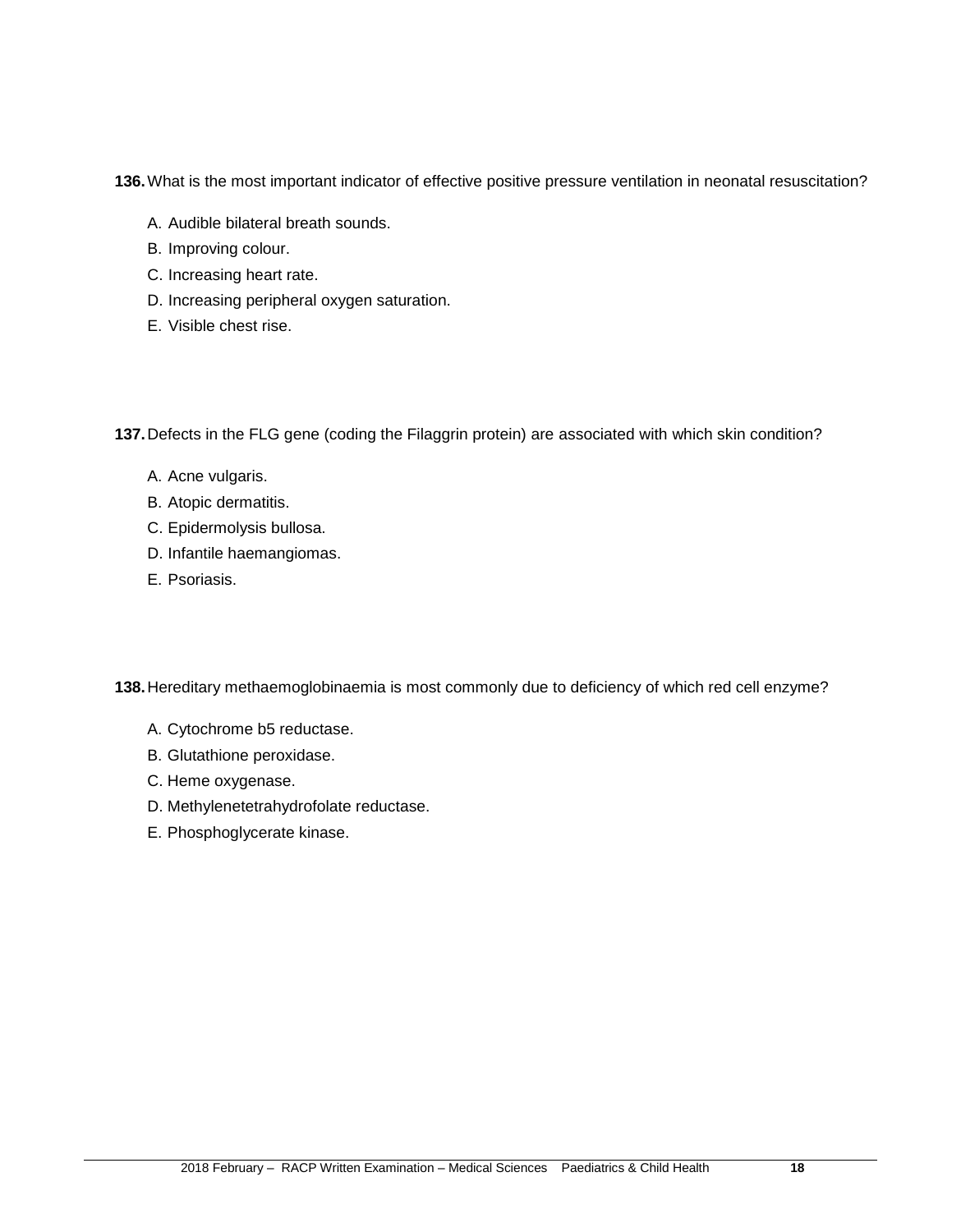**136.** What is the most important indicator of effective positive pressure ventilation in neonatal resuscitation?

A. Audible bilateral breath sounds.
B. Improving colour.
C. Increasing heart rate.
D. Increasing peripheral oxygen saturation.
E. Visible chest rise.

**137.** Defects in the FLG gene (coding the Filaggrin protein) are associated with which skin condition?

A. Acne vulgaris.
B. Atopic dermatitis.
C. Epidermolysis bullosa.
D. Infantile haemangiomas.
E. Psoriasis.

**138.** Hereditary methaemoglobinaemia is most commonly due to deficiency of which red cell enzyme?

A. Cytochrome b5 reductase.
B. Glutathione peroxidase.
C. Heme oxygenase.
D. Methylenetetrahydrofolate reductase.
E. Phosphoglycerate kinase.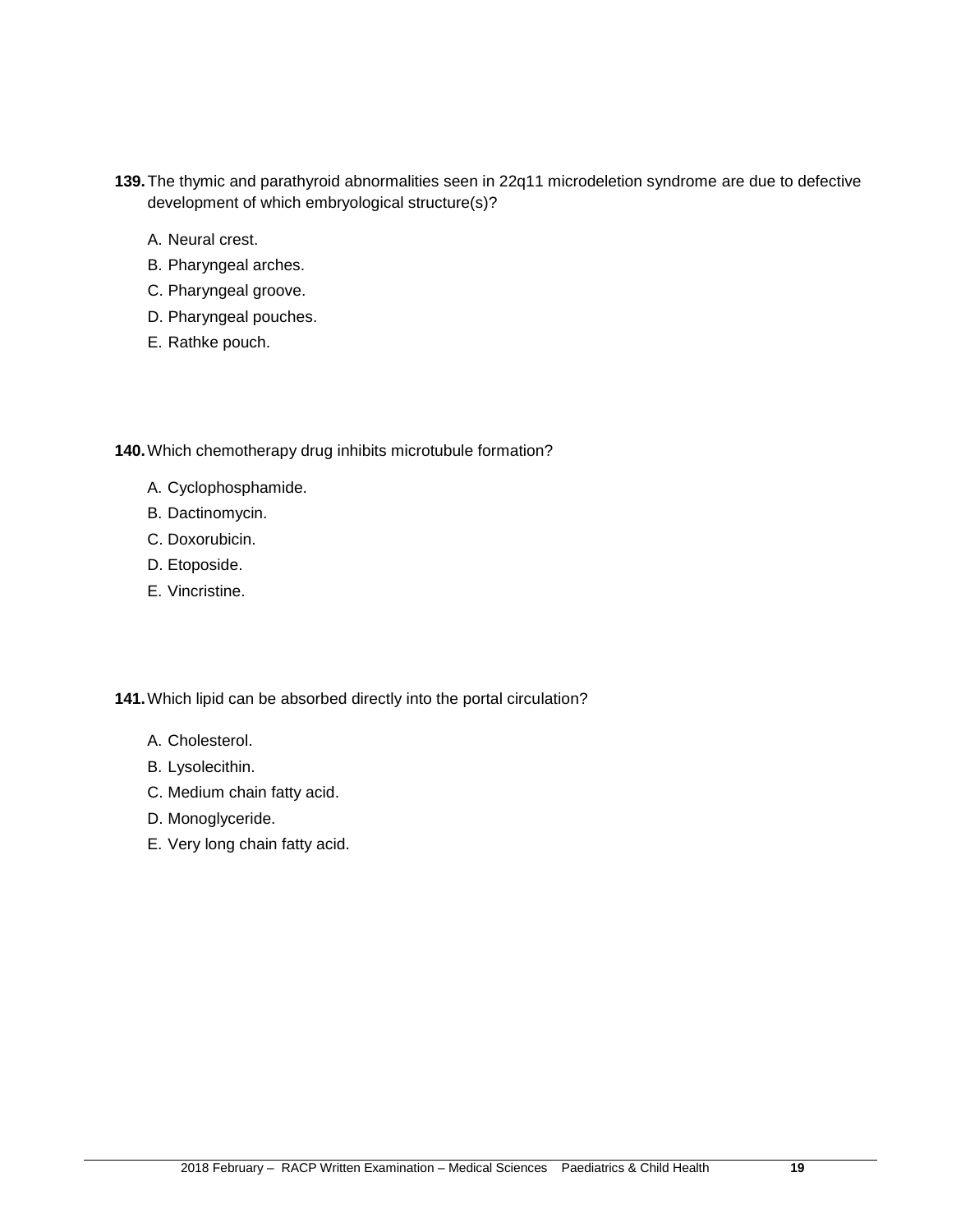**139.** The thymic and parathyroid abnormalities seen in 22q11 microdeletion syndrome are due to defective development of which embryological structure(s)?

A. Neural crest.
B. Pharyngeal arches.
C. Pharyngeal groove.
D. Pharyngeal pouches.
E. Rathke pouch.

**140.** Which chemotherapy drug inhibits microtubule formation?

A. Cyclophosphamide.
B. Dactinomycin.
C. Doxorubicin.
D. Etoposide.
E. Vincristine.

**141.** Which lipid can be absorbed directly into the portal circulation?

A. Cholesterol.
B. Lysolecithin.
C. Medium chain fatty acid.
D. Monoglyceride.
E. Very long chain fatty acid.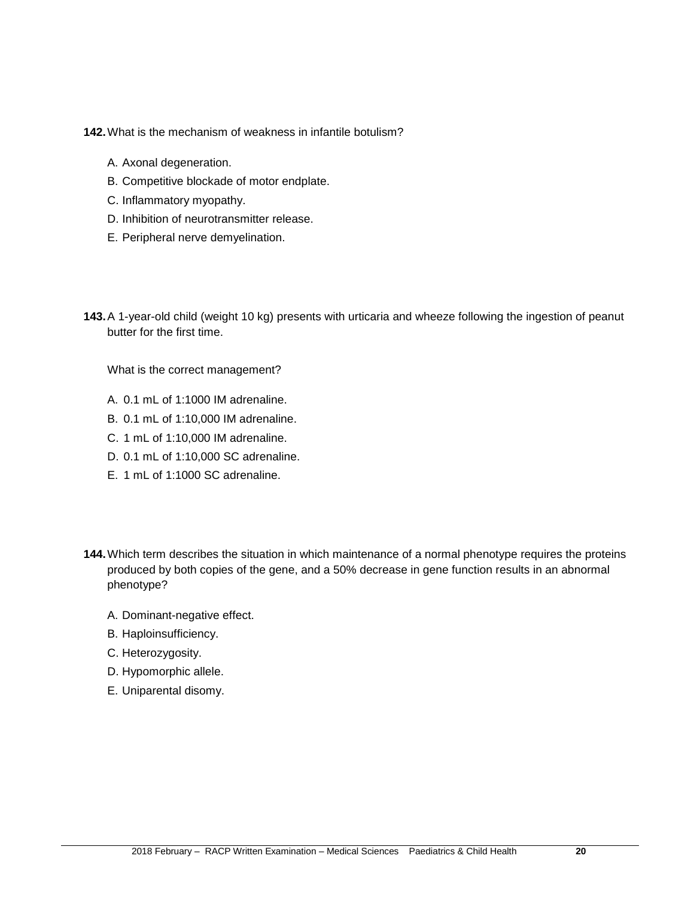**142.** What is the mechanism of weakness in infantile botulism?

A. Axonal degeneration.
B. Competitive blockade of motor endplate.
C. Inflammatory myopathy.
D. Inhibition of neurotransmitter release.
E. Peripheral nerve demyelination.

**143.** A 1-year-old child (weight 10 kg) presents with urticaria and wheeze following the ingestion of peanut butter for the first time.

What is the correct management?

A. 0.1 mL of 1:1000 IM adrenaline.
B. 0.1 mL of 1:10,000 IM adrenaline.
C. 1 mL of 1:10,000 IM adrenaline.
D. 0.1 mL of 1:10,000 SC adrenaline.
E. 1 mL of 1:1000 SC adrenaline.

**144.** Which term describes the situation in which maintenance of a normal phenotype requires the proteins produced by both copies of the gene, and a 50% decrease in gene function results in an abnormal phenotype?

A. Dominant-negative effect.
B. Haploinsufficiency.
C. Heterozygosity.
D. Hypomorphic allele.
E. Uniparental disomy.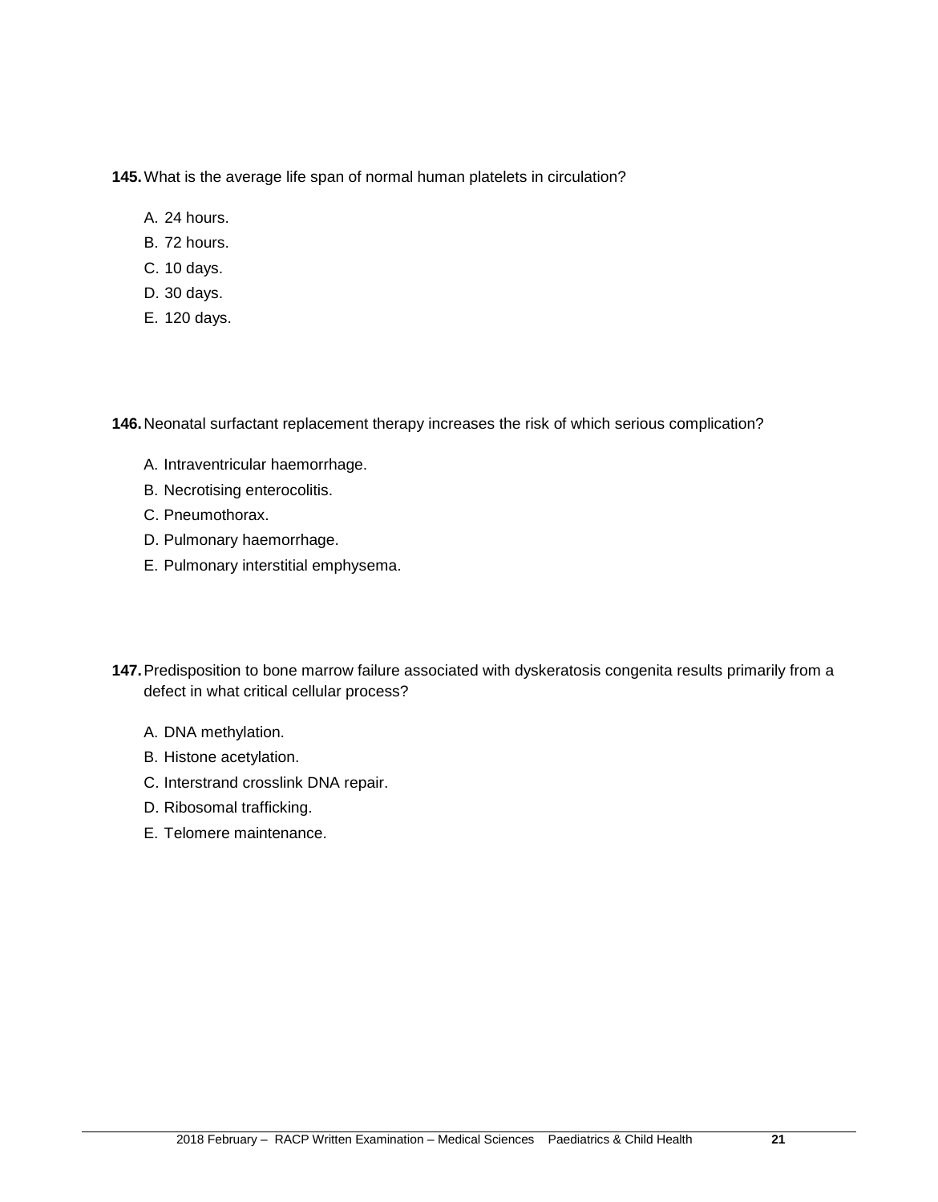**145.** What is the average life span of normal human platelets in circulation?

A. 24 hours.
B. 72 hours.
C. 10 days.
D. 30 days.
E. 120 days.

**146.** Neonatal surfactant replacement therapy increases the risk of which serious complication?

A. Intraventricular haemorrhage.
B. Necrotising enterocolitis.
C. Pneumothorax.
D. Pulmonary haemorrhage.
E. Pulmonary interstitial emphysema.

**147.** Predisposition to bone marrow failure associated with dyskeratosis congenita results primarily from a defect in what critical cellular process?

A. DNA methylation.
B. Histone acetylation.
C. Interstrand crosslink DNA repair.
D. Ribosomal trafficking.
E. Telomere maintenance.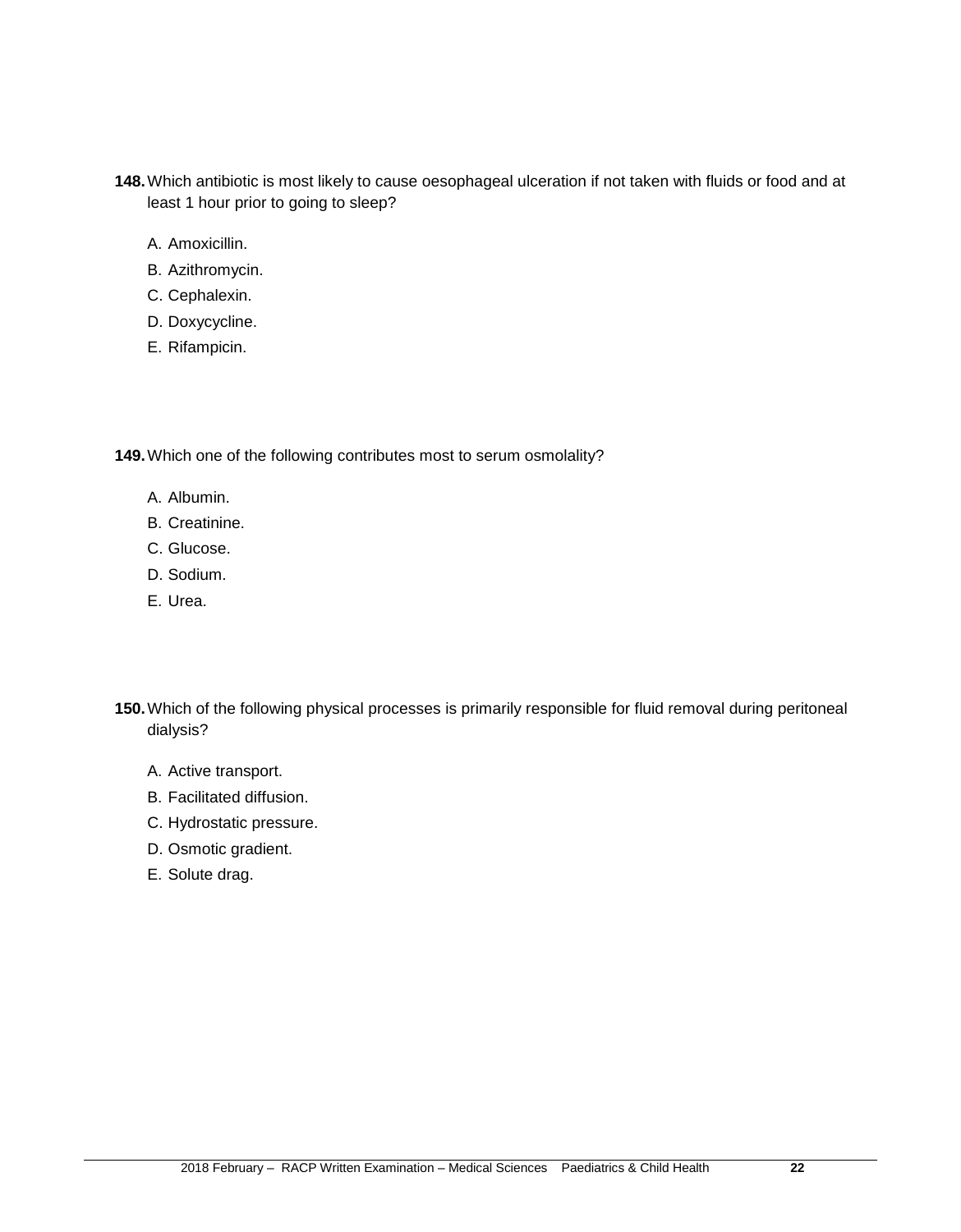**148.** Which antibiotic is most likely to cause oesophageal ulceration if not taken with fluids or food and at least 1 hour prior to going to sleep?

A. Amoxicillin.
B. Azithromycin.
C. Cephalexin.
D. Doxycycline.
E. Rifampicin.

**149.** Which one of the following contributes most to serum osmolality?

A. Albumin.
B. Creatinine.
C. Glucose.
D. Sodium.
E. Urea.

**150.** Which of the following physical processes is primarily responsible for fluid removal during peritoneal dialysis?

A. Active transport.
B. Facilitated diffusion.
C. Hydrostatic pressure.
D. Osmotic gradient.
E. Solute drag.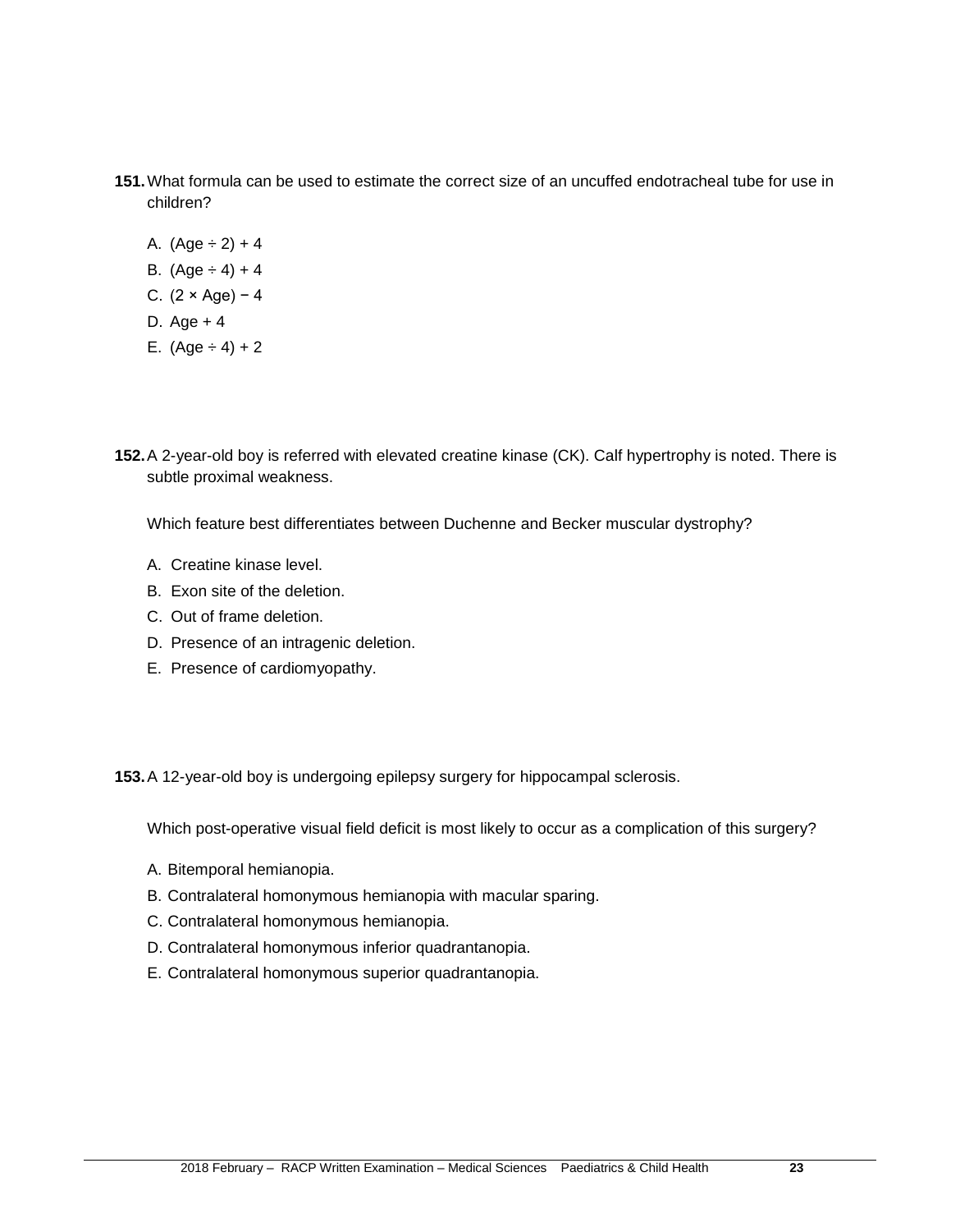**151.** What formula can be used to estimate the correct size of an uncuffed endotracheal tube for use in children?

A. (Age ÷ 2) + 4
B. (Age ÷ 4) + 4
C. (2 × Age) − 4
D. Age + 4
E. (Age ÷ 4) + 2

**152.** A 2-year-old boy is referred with elevated creatine kinase (CK). Calf hypertrophy is noted. There is subtle proximal weakness.

Which feature best differentiates between Duchenne and Becker muscular dystrophy?

A. Creatine kinase level.
B. Exon site of the deletion.
C. Out of frame deletion.
D. Presence of an intragenic deletion.
E. Presence of cardiomyopathy.

**153.** A 12-year-old boy is undergoing epilepsy surgery for hippocampal sclerosis.

Which post-operative visual field deficit is most likely to occur as a complication of this surgery?

A. Bitemporal hemianopia.
B. Contralateral homonymous hemianopia with macular sparing.
C. Contralateral homonymous hemianopia.
D. Contralateral homonymous inferior quadrantanopia.
E. Contralateral homonymous superior quadrantanopia.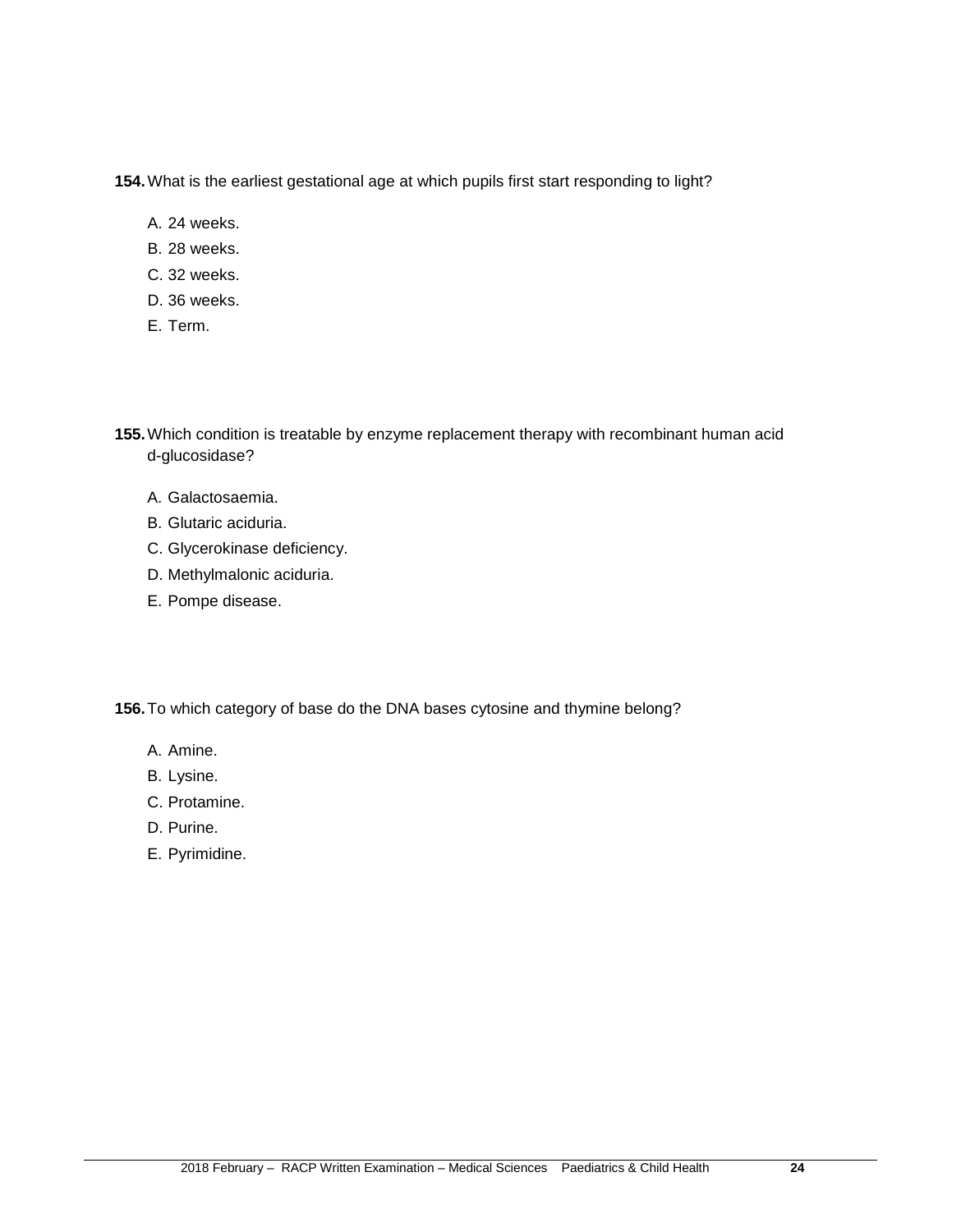**154.** What is the earliest gestational age at which pupils first start responding to light?

A. 24 weeks.
B. 28 weeks.
C. 32 weeks.
D. 36 weeks.
E. Term.

**155.** Which condition is treatable by enzyme replacement therapy with recombinant human acid d-glucosidase?

A. Galactosaemia.
B. Glutaric aciduria.
C. Glycerokinase deficiency.
D. Methylmalonic aciduria.
E. Pompe disease.

**156.** To which category of base do the DNA bases cytosine and thymine belong?

A. Amine.
B. Lysine.
C. Protamine.
D. Purine.
E. Pyrimidine.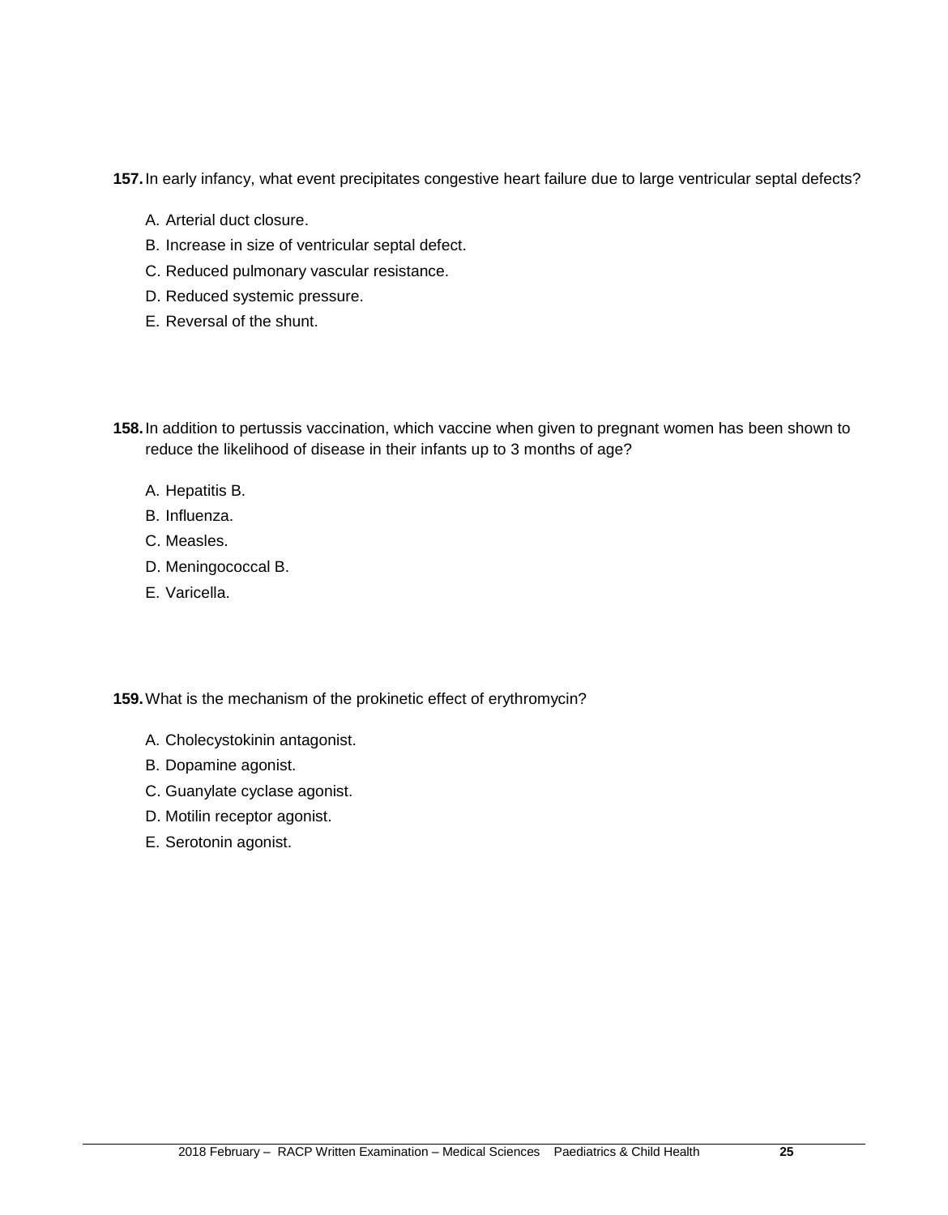**157.** In early infancy, what event precipitates congestive heart failure due to large ventricular septal defects?

A. Arterial duct closure.
B. Increase in size of ventricular septal defect.
C. Reduced pulmonary vascular resistance.
D. Reduced systemic pressure.
E. Reversal of the shunt.

**158.** In addition to pertussis vaccination, which vaccine when given to pregnant women has been shown to reduce the likelihood of disease in their infants up to 3 months of age?

A. Hepatitis B.
B. Influenza.
C. Measles.
D. Meningococcal B.
E. Varicella.

**159.** What is the mechanism of the prokinetic effect of erythromycin?

A. Cholecystokinin antagonist.
B. Dopamine agonist.
C. Guanylate cyclase agonist.
D. Motilin receptor agonist.
E. Serotonin agonist.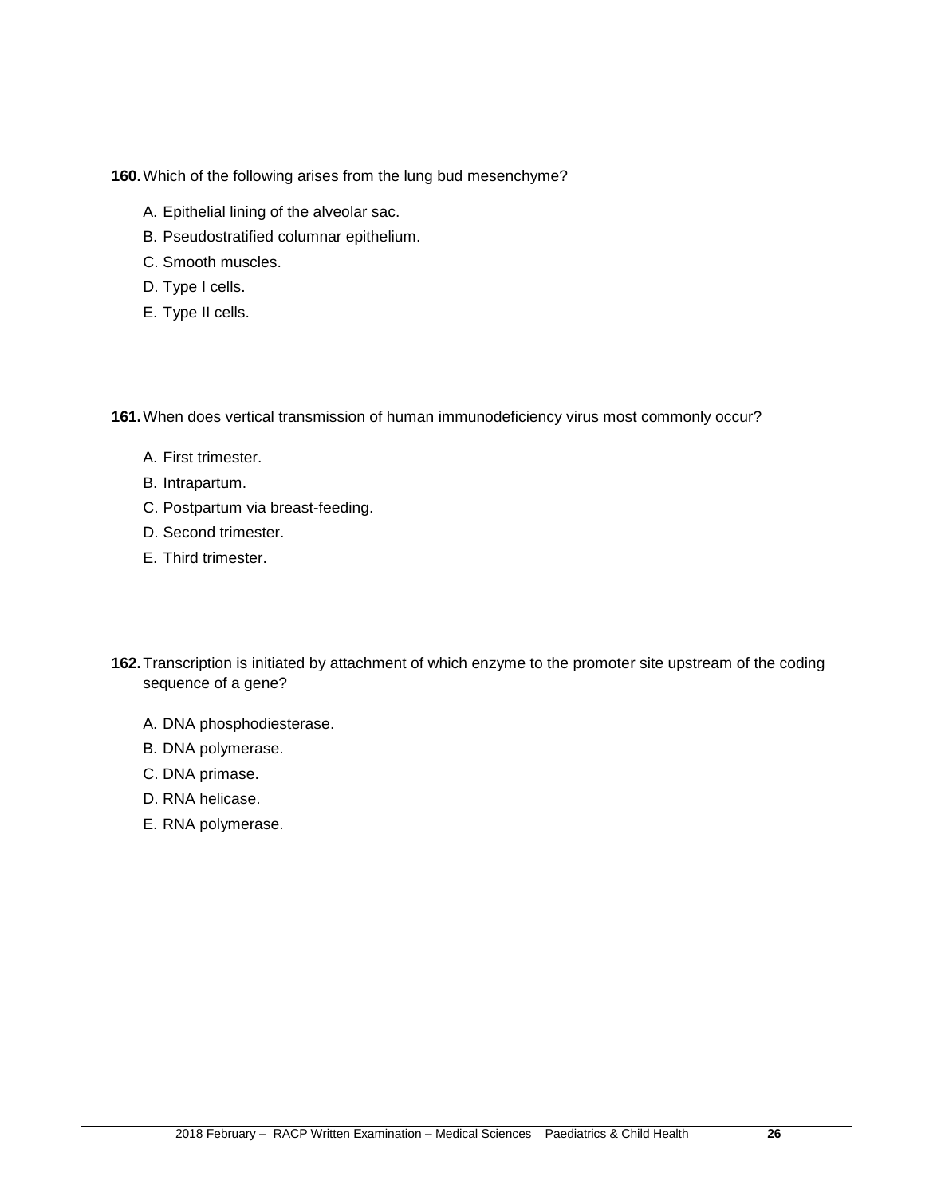**160.** Which of the following arises from the lung bud mesenchyme?

A. Epithelial lining of the alveolar sac.
B. Pseudostratified columnar epithelium.
C. Smooth muscles.
D. Type I cells.
E. Type II cells.

**161.** When does vertical transmission of human immunodeficiency virus most commonly occur?

A. First trimester.
B. Intrapartum.
C. Postpartum via breast-feeding.
D. Second trimester.
E. Third trimester.

**162.** Transcription is initiated by attachment of which enzyme to the promoter site upstream of the coding sequence of a gene?

A. DNA phosphodiesterase.
B. DNA polymerase.
C. DNA primase.
D. RNA helicase.
E. RNA polymerase.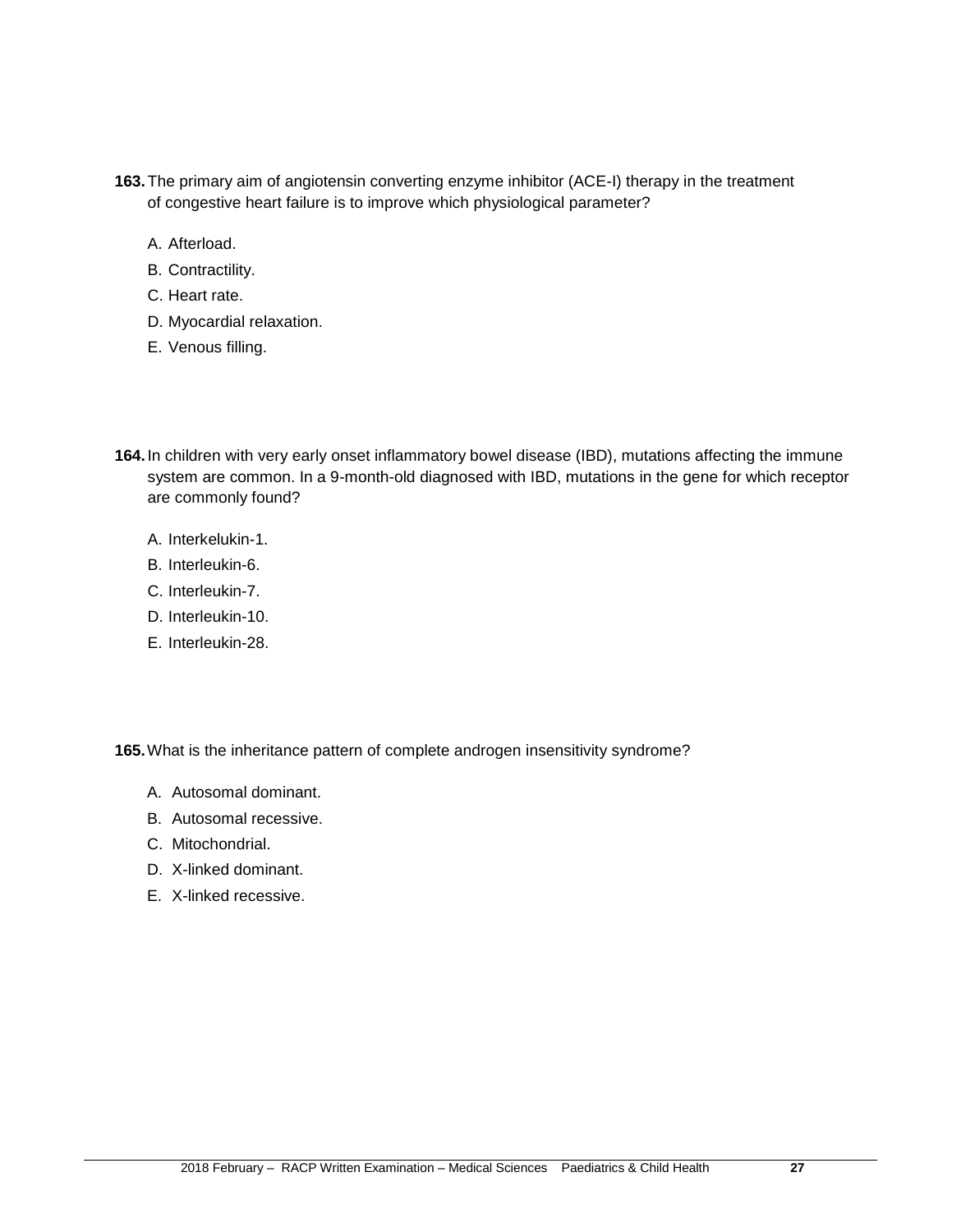**163.** The primary aim of angiotensin converting enzyme inhibitor (ACE-I) therapy in the treatment of congestive heart failure is to improve which physiological parameter?

A. Afterload.

B. Contractility.

C. Heart rate.

D. Myocardial relaxation.

E. Venous filling.

**164.** In children with very early onset inflammatory bowel disease (IBD), mutations affecting the immune system are common. In a 9-month-old diagnosed with IBD, mutations in the gene for which receptor are commonly found?

A. Interkelukin-1.

B. Interleukin-6.

C. Interleukin-7.

D. Interleukin-10.

E. Interleukin-28.

**165.** What is the inheritance pattern of complete androgen insensitivity syndrome?

A. Autosomal dominant.

B. Autosomal recessive.

C. Mitochondrial.

D. X-linked dominant.

E. X-linked recessive.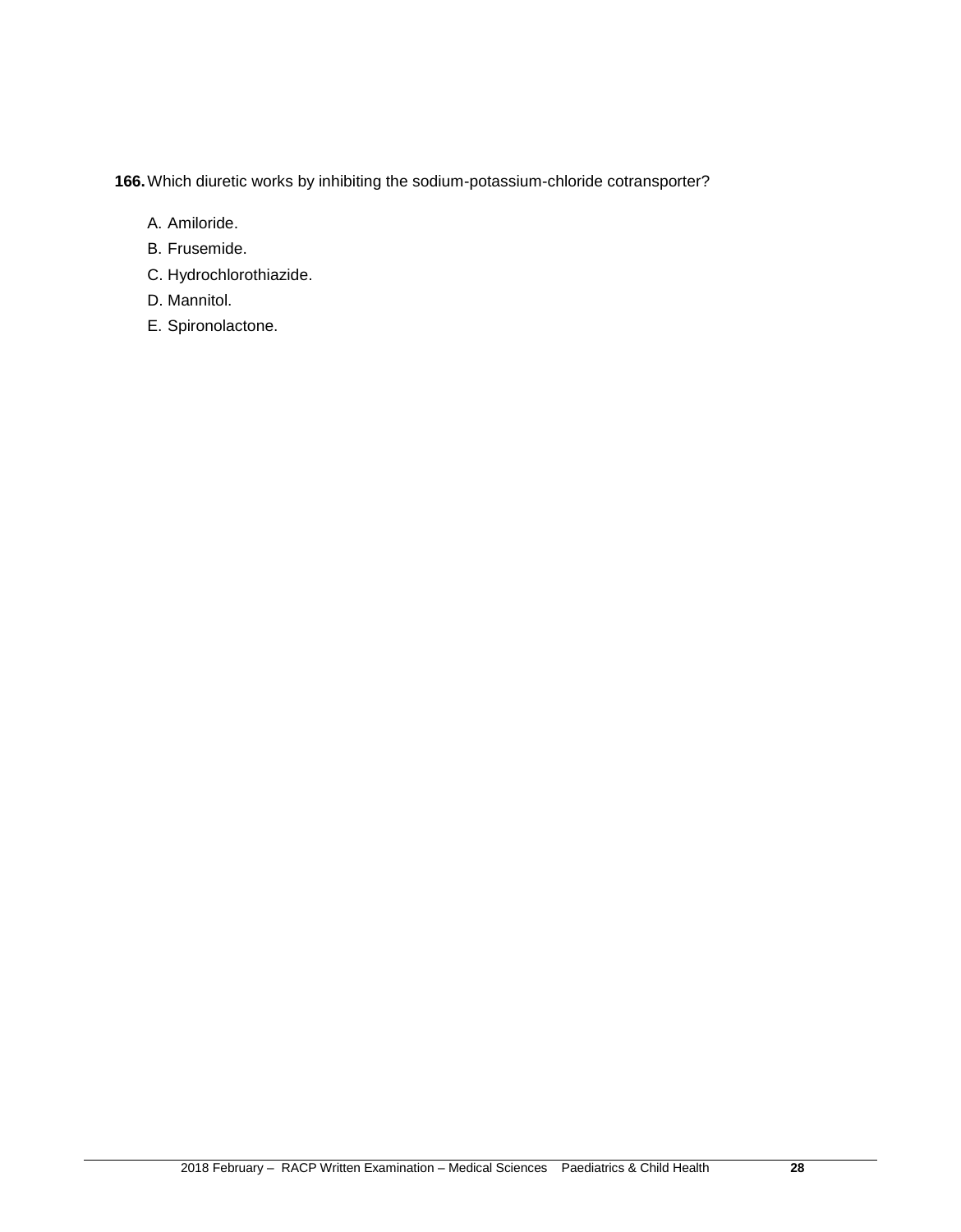**166.** Which diuretic works by inhibiting the sodium-potassium-chloride cotransporter?

A. Amiloride.

B. Frusemide.

C. Hydrochlorothiazide.

D. Mannitol.

E. Spironolactone.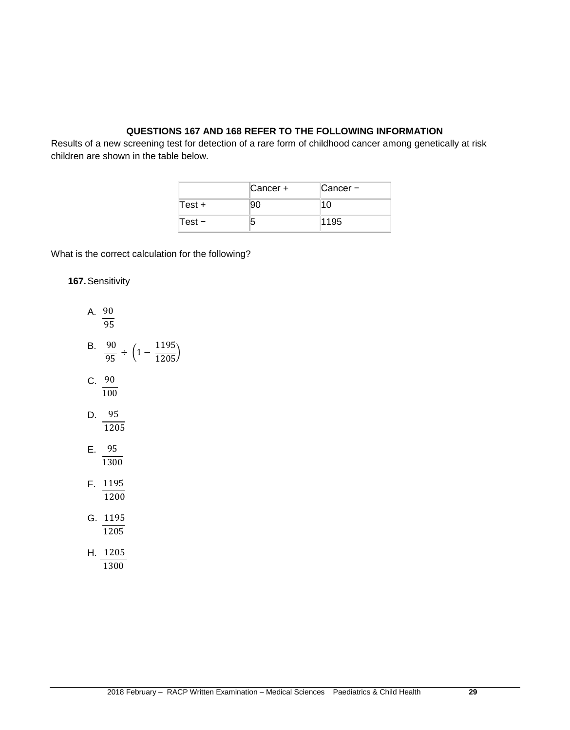**QUESTIONS 167 AND 168 REFER TO THE FOLLOWING INFORMATION**

Results of a new screening test for detection of a rare form of childhood cancer among genetically at risk children are shown in the table below.

| | Cancer + | Cancer − |
|---|---|---|
| Test + | 90 | 10 |
| Test − | 5 | 1195 |

What is the correct calculation for the following?

**167.** Sensitivity

A. $\frac{90}{95}$

B. $\frac{90}{95} \div \left(1 - \frac{1195}{1205}\right)$

C. $\frac{90}{100}$

D. $\frac{95}{1205}$

E. $\frac{95}{1300}$

F. $\frac{1195}{1200}$

G. $\frac{1195}{1205}$

H. $\frac{1205}{1300}$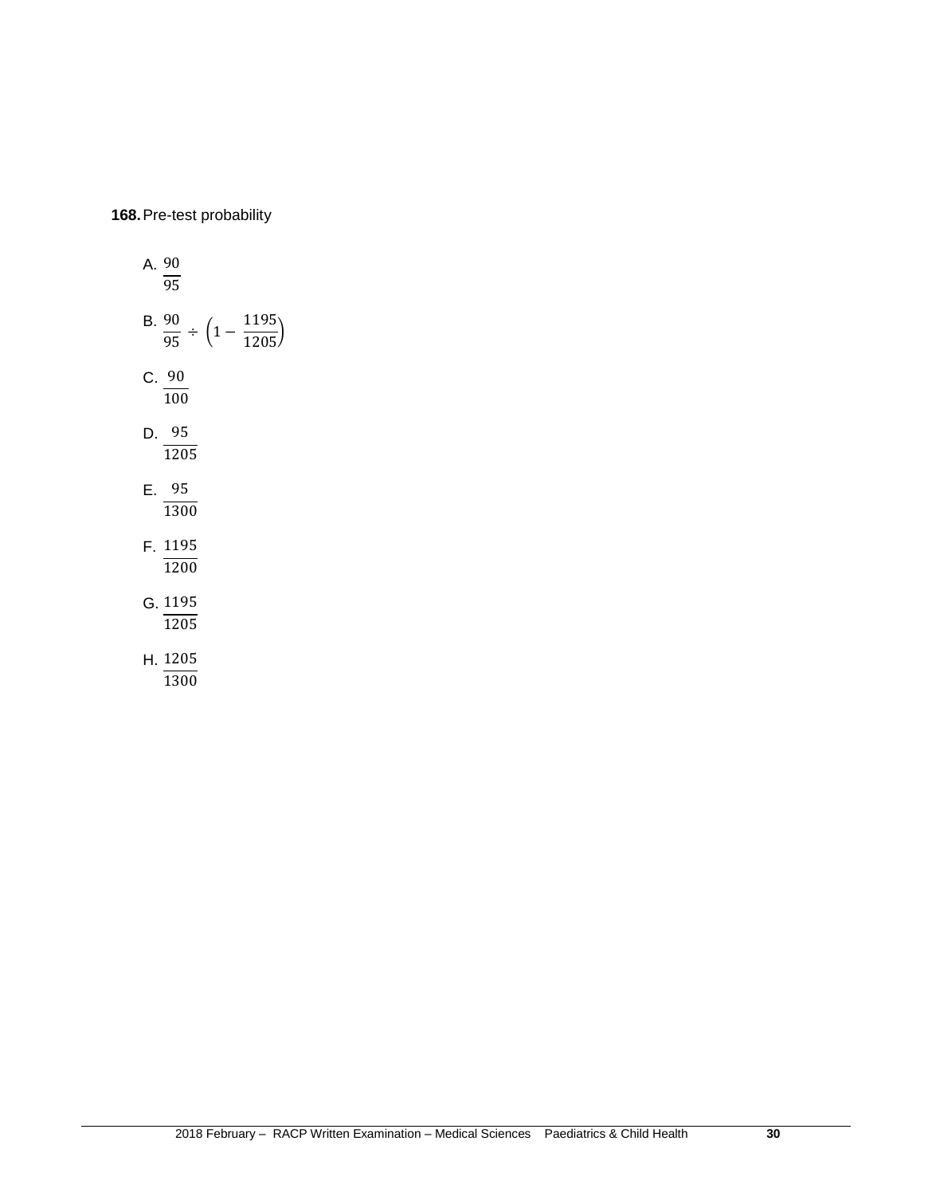**168.** Pre-test probability

A. $\frac{90}{95}$

B. $\frac{90}{95} \div \left(1 - \frac{1195}{1205}\right)$

C. $\frac{90}{100}$

D. $\frac{95}{1205}$

E. $\frac{95}{1300}$

F. $\frac{1195}{1200}$

G. $\frac{1195}{1205}$

H. $\frac{1205}{1300}$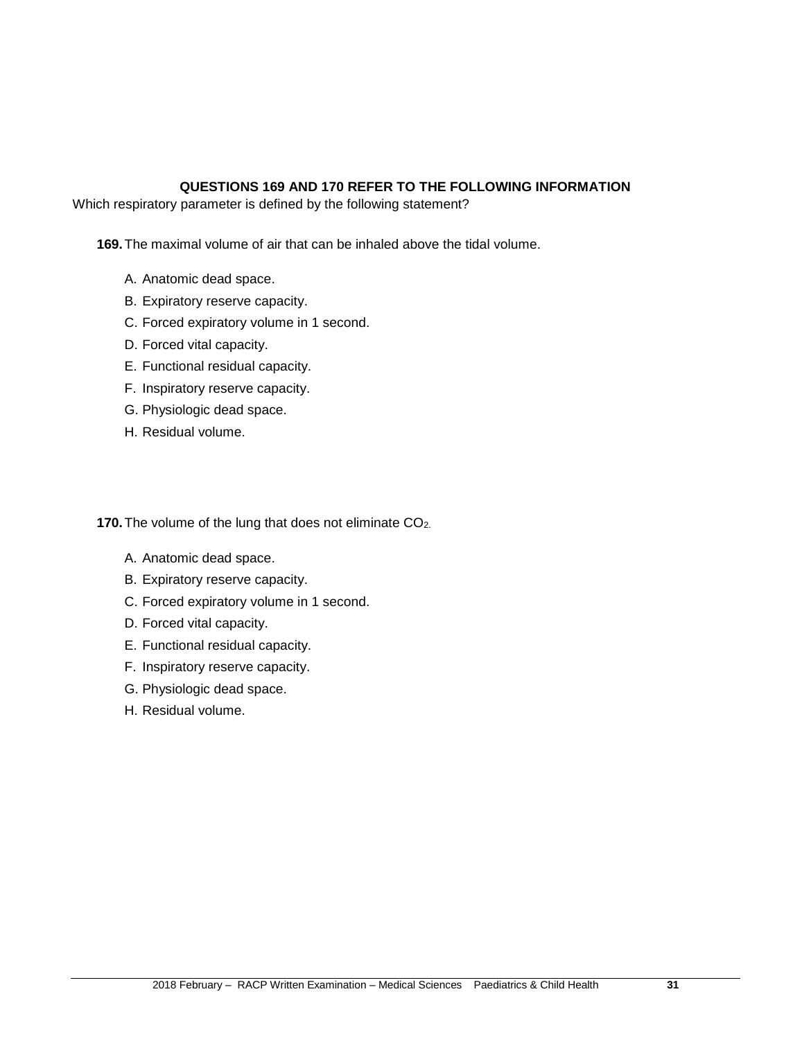**QUESTIONS 169 AND 170 REFER TO THE FOLLOWING INFORMATION**

Which respiratory parameter is defined by the following statement?

**169.** The maximal volume of air that can be inhaled above the tidal volume.

A. Anatomic dead space.
B. Expiratory reserve capacity.
C. Forced expiratory volume in 1 second.
D. Forced vital capacity.
E. Functional residual capacity.
F. Inspiratory reserve capacity.
G. Physiologic dead space.
H. Residual volume.

**170.** The volume of the lung that does not eliminate $CO_2$.

A. Anatomic dead space.
B. Expiratory reserve capacity.
C. Forced expiratory volume in 1 second.
D. Forced vital capacity.
E. Functional residual capacity.
F. Inspiratory reserve capacity.
G. Physiologic dead space.
H. Residual volume.